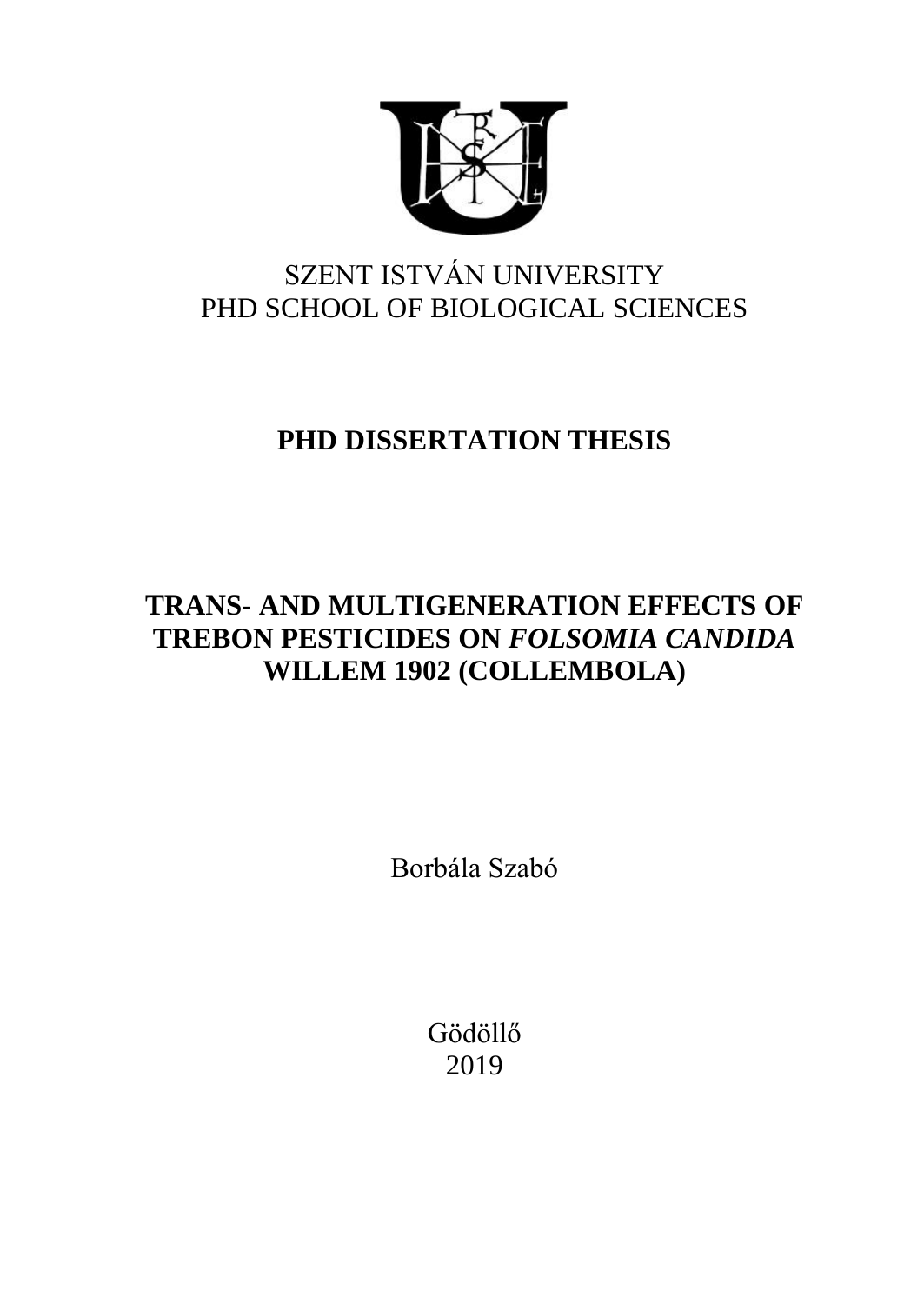SZENT ISTVÁN UNIVERSITY
PHD SCHOOL OF BIOLOGICAL SCIENCES

# PHD DISSERTATION THESIS

# TRANS- AND MULTIGENERATION EFFECTS OF TREBON PESTICIDES ON *FOLSOMIA CANDIDA* WILLEM 1902 (COLLEMBOLA)

Borbála Szabó

Gödöllő
2019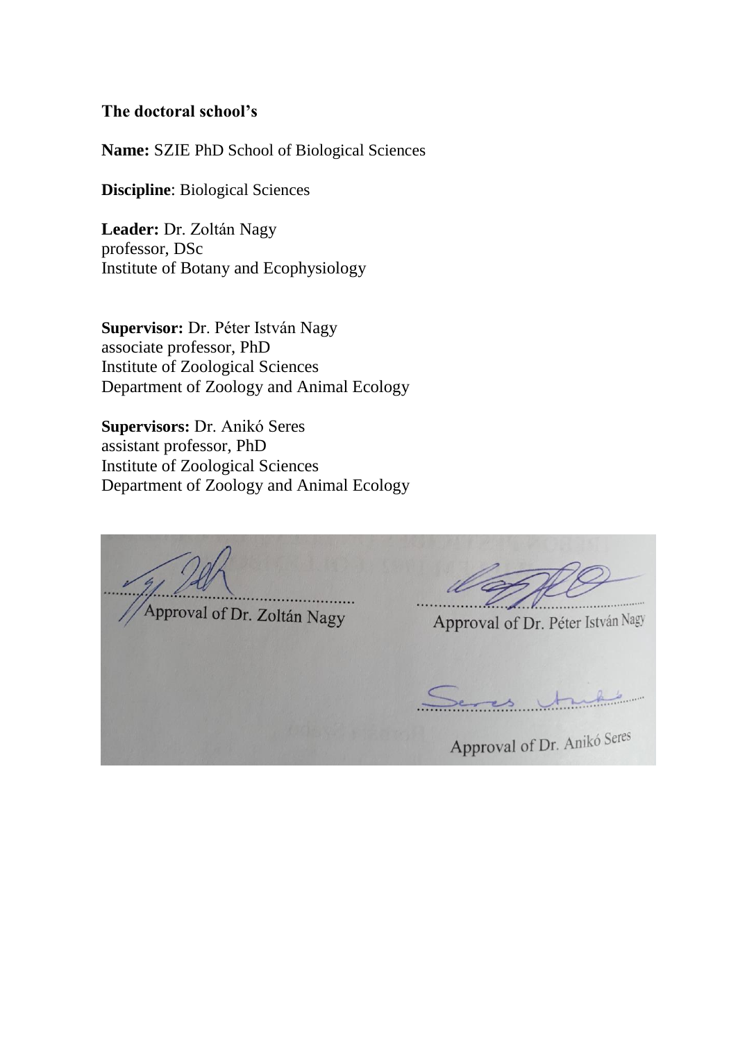**The doctoral school's**

**Name:** SZIE PhD School of Biological Sciences

**Discipline**: Biological Sciences

**Leader:** Dr. Zoltán Nagy
professor, DSc
Institute of Botany and Ecophysiology

**Supervisor:** Dr. Péter István Nagy
associate professor, PhD
Institute of Zoological Sciences
Department of Zoology and Animal Ecology

**Supervisors:** Dr. Anikó Seres
assistant professor, PhD
Institute of Zoological Sciences
Department of Zoology and Animal Ecology

Approval of Dr. Zoltán Nagy

Approval of Dr. Péter István Nagy

Approval of Dr. Anikó Seres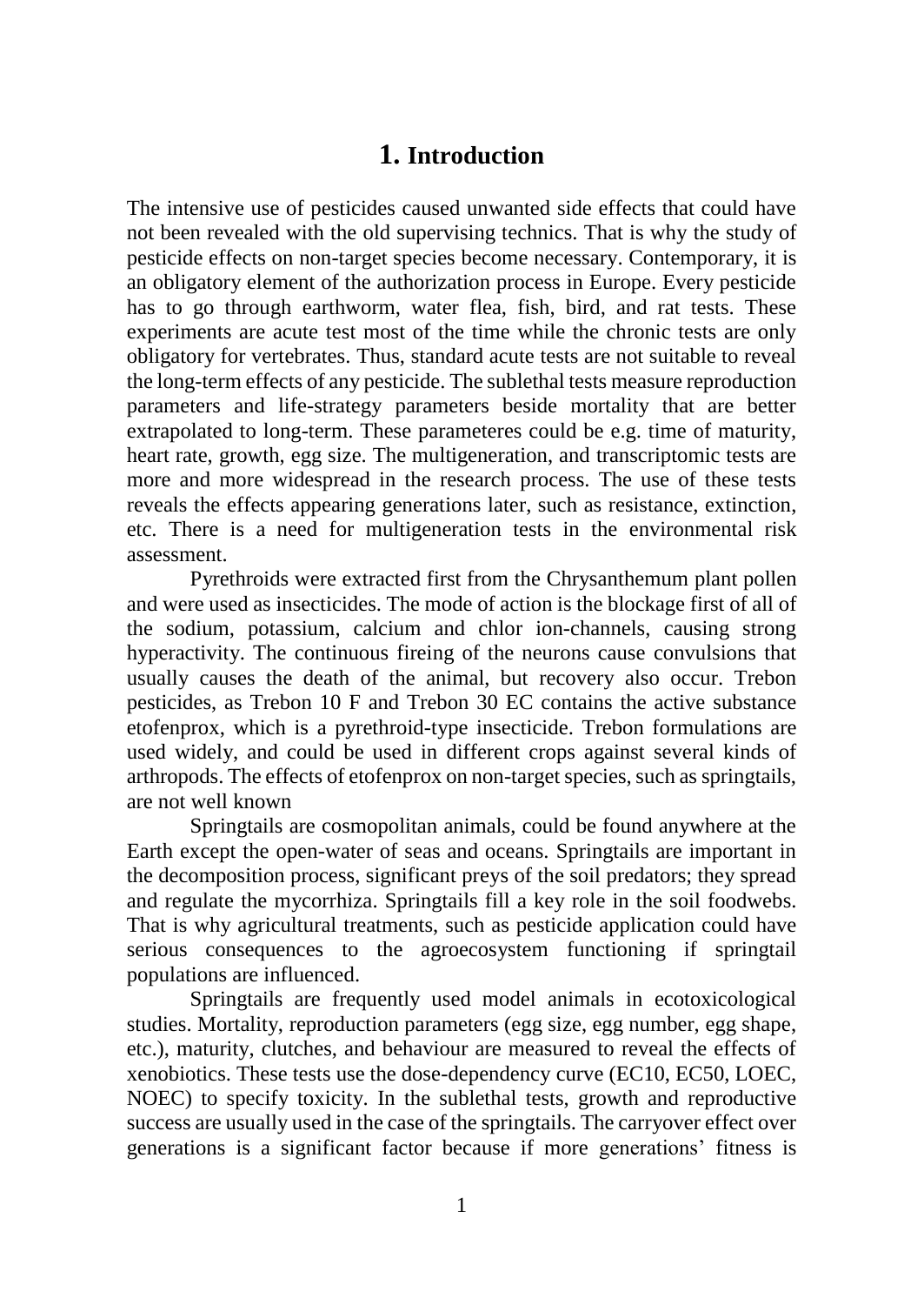# 1. Introduction

The intensive use of pesticides caused unwanted side effects that could have not been revealed with the old supervising technics. That is why the study of pesticide effects on non-target species become necessary. Contemporary, it is an obligatory element of the authorization process in Europe. Every pesticide has to go through earthworm, water flea, fish, bird, and rat tests. These experiments are acute test most of the time while the chronic tests are only obligatory for vertebrates. Thus, standard acute tests are not suitable to reveal the long-term effects of any pesticide. The sublethal tests measure reproduction parameters and life-strategy parameters beside mortality that are better extrapolated to long-term. These parameteres could be e.g. time of maturity, heart rate, growth, egg size. The multigeneration, and transcriptomic tests are more and more widespread in the research process. The use of these tests reveals the effects appearing generations later, such as resistance, extinction, etc. There is a need for multigeneration tests in the environmental risk assessment.

Pyrethroids were extracted first from the Chrysanthemum plant pollen and were used as insecticides. The mode of action is the blockage first of all of the sodium, potassium, calcium and chlor ion-channels, causing strong hyperactivity. The continuous fireing of the neurons cause convulsions that usually causes the death of the animal, but recovery also occur. Trebon pesticides, as Trebon 10 F and Trebon 30 EC contains the active substance etofenprox, which is a pyrethroid-type insecticide. Trebon formulations are used widely, and could be used in different crops against several kinds of arthropods. The effects of etofenprox on non-target species, such as springtails, are not well known

Springtails are cosmopolitan animals, could be found anywhere at the Earth except the open-water of seas and oceans. Springtails are important in the decomposition process, significant preys of the soil predators; they spread and regulate the mycorrhiza. Springtails fill a key role in the soil foodwebs. That is why agricultural treatments, such as pesticide application could have serious consequences to the agroecosystem functioning if springtail populations are influenced.

Springtails are frequently used model animals in ecotoxicological studies. Mortality, reproduction parameters (egg size, egg number, egg shape, etc.), maturity, clutches, and behaviour are measured to reveal the effects of xenobiotics. These tests use the dose-dependency curve (EC10, EC50, LOEC, NOEC) to specify toxicity. In the sublethal tests, growth and reproductive success are usually used in the case of the springtails. The carryover effect over generations is a significant factor because if more generations' fitness is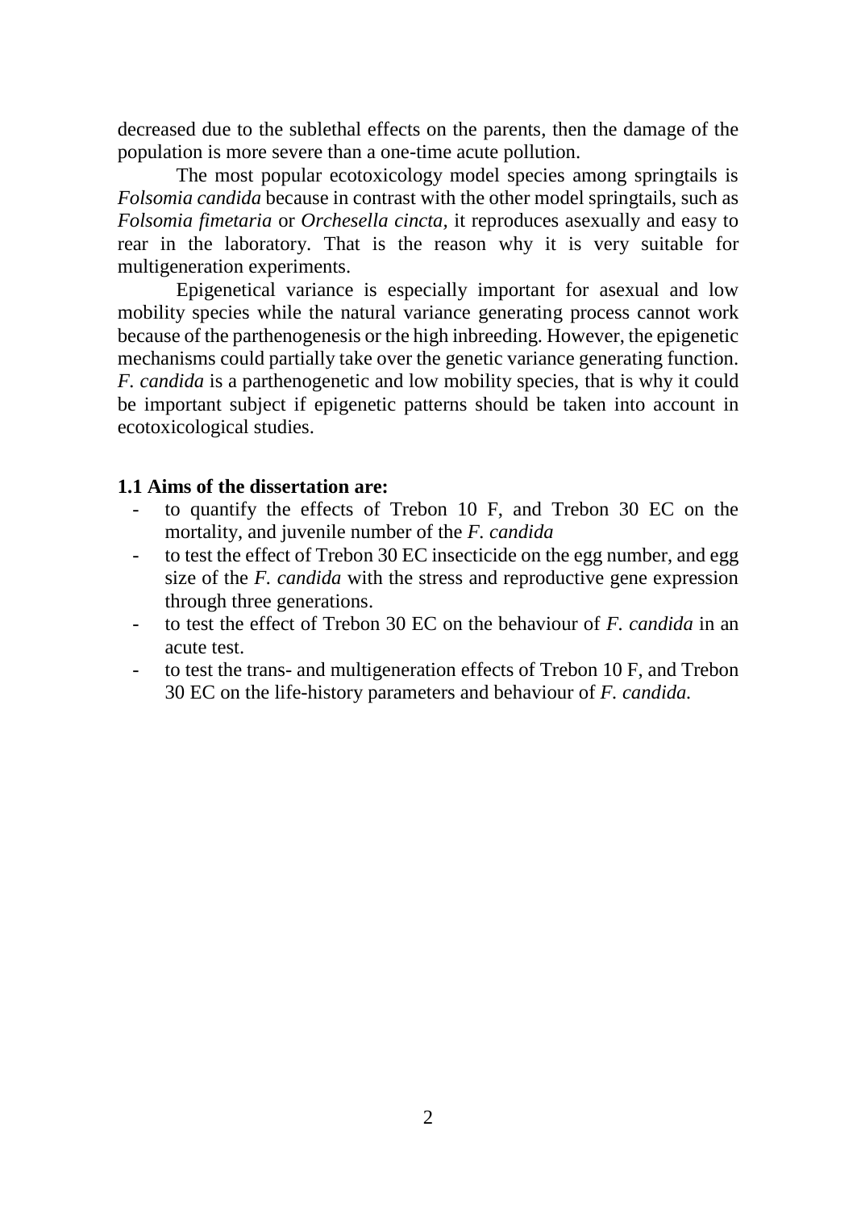decreased due to the sublethal effects on the parents, then the damage of the population is more severe than a one-time acute pollution.

The most popular ecotoxicology model species among springtails is *Folsomia candida* because in contrast with the other model springtails, such as *Folsomia fimetaria* or *Orchesella cincta*, it reproduces asexually and easy to rear in the laboratory. That is the reason why it is very suitable for multigeneration experiments.

Epigenetical variance is especially important for asexual and low mobility species while the natural variance generating process cannot work because of the parthenogenesis or the high inbreeding. However, the epigenetic mechanisms could partially take over the genetic variance generating function. *F. candida* is a parthenogenetic and low mobility species, that is why it could be important subject if epigenetic patterns should be taken into account in ecotoxicological studies.

### 1.1 Aims of the dissertation are:

- to quantify the effects of Trebon 10 F, and Trebon 30 EC on the mortality, and juvenile number of the *F. candida*
- to test the effect of Trebon 30 EC insecticide on the egg number, and egg size of the *F. candida* with the stress and reproductive gene expression through three generations.
- to test the effect of Trebon 30 EC on the behaviour of *F. candida* in an acute test.
- to test the trans- and multigeneration effects of Trebon 10 F, and Trebon 30 EC on the life-history parameters and behaviour of *F. candida.*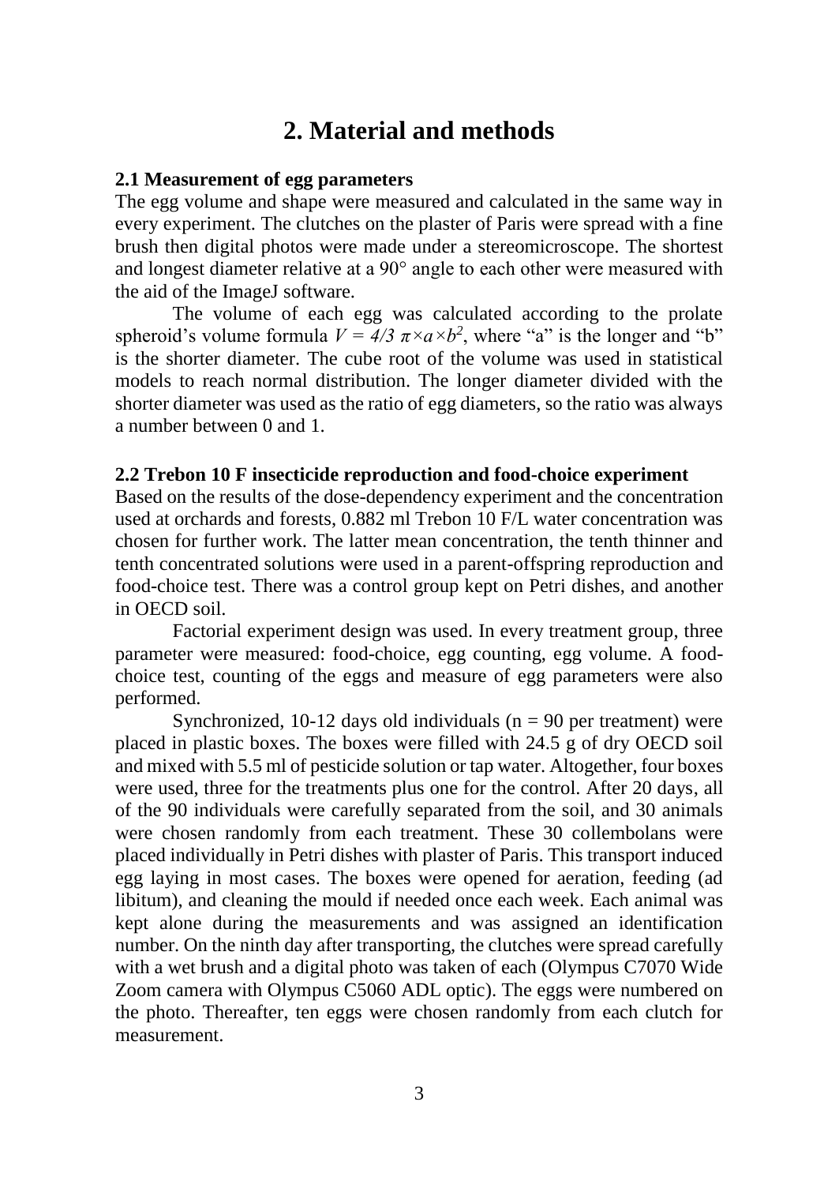# 2. Material and methods

### 2.1 Measurement of egg parameters

The egg volume and shape were measured and calculated in the same way in every experiment. The clutches on the plaster of Paris were spread with a fine brush then digital photos were made under a stereomicroscope. The shortest and longest diameter relative at a 90° angle to each other were measured with the aid of the ImageJ software.

The volume of each egg was calculated according to the prolate spheroid's volume formula $V = 4/3\ \pi \times a \times b^2$, where "a" is the longer and "b" is the shorter diameter. The cube root of the volume was used in statistical models to reach normal distribution. The longer diameter divided with the shorter diameter was used as the ratio of egg diameters, so the ratio was always a number between 0 and 1.

### 2.2 Trebon 10 F insecticide reproduction and food-choice experiment

Based on the results of the dose-dependency experiment and the concentration used at orchards and forests, 0.882 ml Trebon 10 F/L water concentration was chosen for further work. The latter mean concentration, the tenth thinner and tenth concentrated solutions were used in a parent-offspring reproduction and food-choice test. There was a control group kept on Petri dishes, and another in OECD soil.

Factorial experiment design was used. In every treatment group, three parameter were measured: food-choice, egg counting, egg volume. A food-choice test, counting of the eggs and measure of egg parameters were also performed.

Synchronized, 10-12 days old individuals ($n = 90$ per treatment) were placed in plastic boxes. The boxes were filled with 24.5 g of dry OECD soil and mixed with 5.5 ml of pesticide solution or tap water. Altogether, four boxes were used, three for the treatments plus one for the control. After 20 days, all of the 90 individuals were carefully separated from the soil, and 30 animals were chosen randomly from each treatment. These 30 collembolans were placed individually in Petri dishes with plaster of Paris. This transport induced egg laying in most cases. The boxes were opened for aeration, feeding (ad libitum), and cleaning the mould if needed once each week. Each animal was kept alone during the measurements and was assigned an identification number. On the ninth day after transporting, the clutches were spread carefully with a wet brush and a digital photo was taken of each (Olympus C7070 Wide Zoom camera with Olympus C5060 ADL optic). The eggs were numbered on the photo. Thereafter, ten eggs were chosen randomly from each clutch for measurement.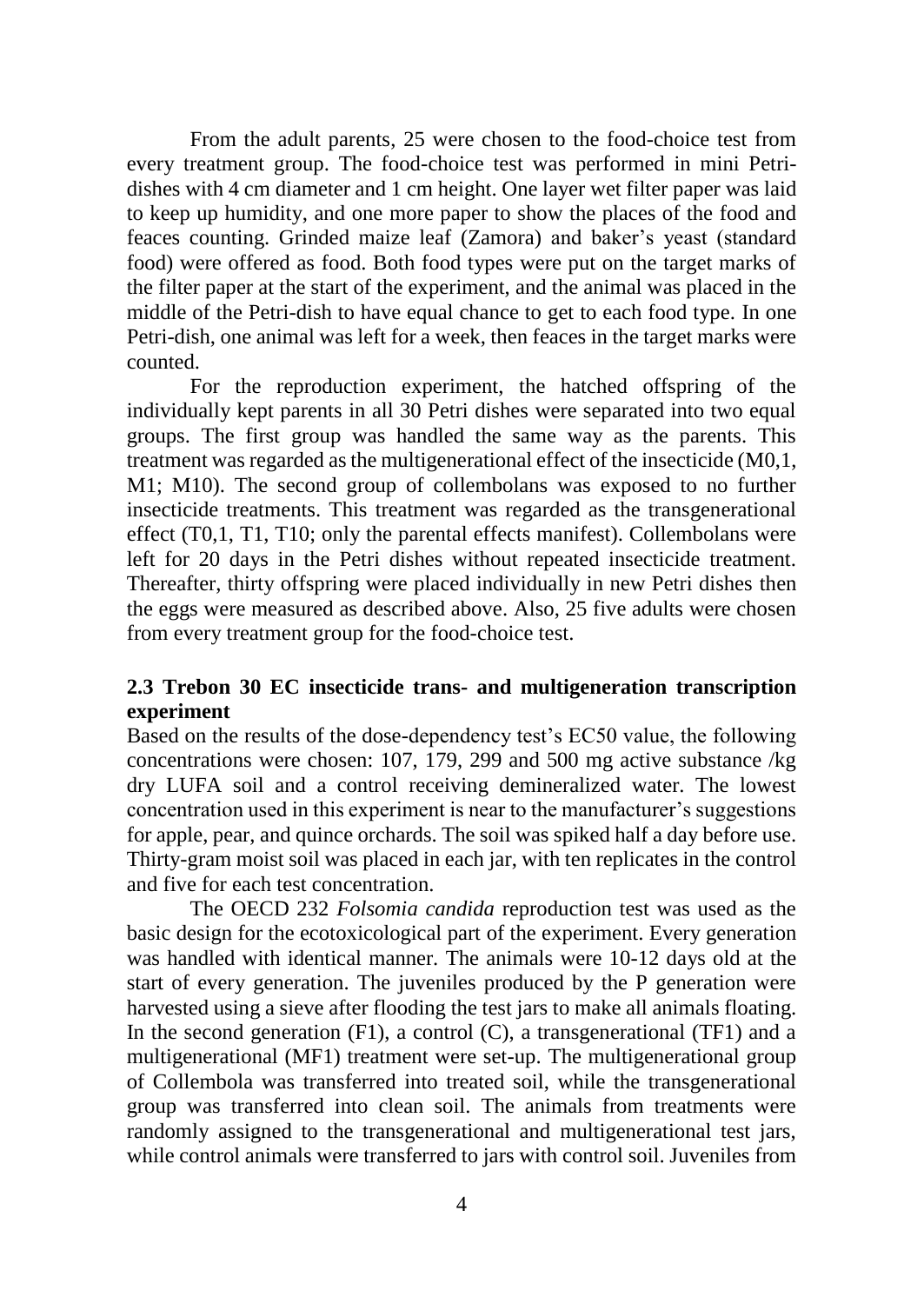From the adult parents, 25 were chosen to the food-choice test from every treatment group. The food-choice test was performed in mini Petri-dishes with 4 cm diameter and 1 cm height. One layer wet filter paper was laid to keep up humidity, and one more paper to show the places of the food and feaces counting. Grinded maize leaf (Zamora) and baker's yeast (standard food) were offered as food. Both food types were put on the target marks of the filter paper at the start of the experiment, and the animal was placed in the middle of the Petri-dish to have equal chance to get to each food type. In one Petri-dish, one animal was left for a week, then feaces in the target marks were counted.

For the reproduction experiment, the hatched offspring of the individually kept parents in all 30 Petri dishes were separated into two equal groups. The first group was handled the same way as the parents. This treatment was regarded as the multigenerational effect of the insecticide (M0,1, M1; M10). The second group of collembolans was exposed to no further insecticide treatments. This treatment was regarded as the transgenerational effect (T0,1, T1, T10; only the parental effects manifest). Collembolans were left for 20 days in the Petri dishes without repeated insecticide treatment. Thereafter, thirty offspring were placed individually in new Petri dishes then the eggs were measured as described above. Also, 25 five adults were chosen from every treatment group for the food-choice test.

### 2.3 Trebon 30 EC insecticide trans- and multigeneration transcription experiment

Based on the results of the dose-dependency test's EC50 value, the following concentrations were chosen: 107, 179, 299 and 500 mg active substance /kg dry LUFA soil and a control receiving demineralized water. The lowest concentration used in this experiment is near to the manufacturer's suggestions for apple, pear, and quince orchards. The soil was spiked half a day before use. Thirty-gram moist soil was placed in each jar, with ten replicates in the control and five for each test concentration.

The OECD 232 *Folsomia candida* reproduction test was used as the basic design for the ecotoxicological part of the experiment. Every generation was handled with identical manner. The animals were 10-12 days old at the start of every generation. The juveniles produced by the P generation were harvested using a sieve after flooding the test jars to make all animals floating. In the second generation (F1), a control (C), a transgenerational (TF1) and a multigenerational (MF1) treatment were set-up. The multigenerational group of Collembola was transferred into treated soil, while the transgenerational group was transferred into clean soil. The animals from treatments were randomly assigned to the transgenerational and multigenerational test jars, while control animals were transferred to jars with control soil. Juveniles from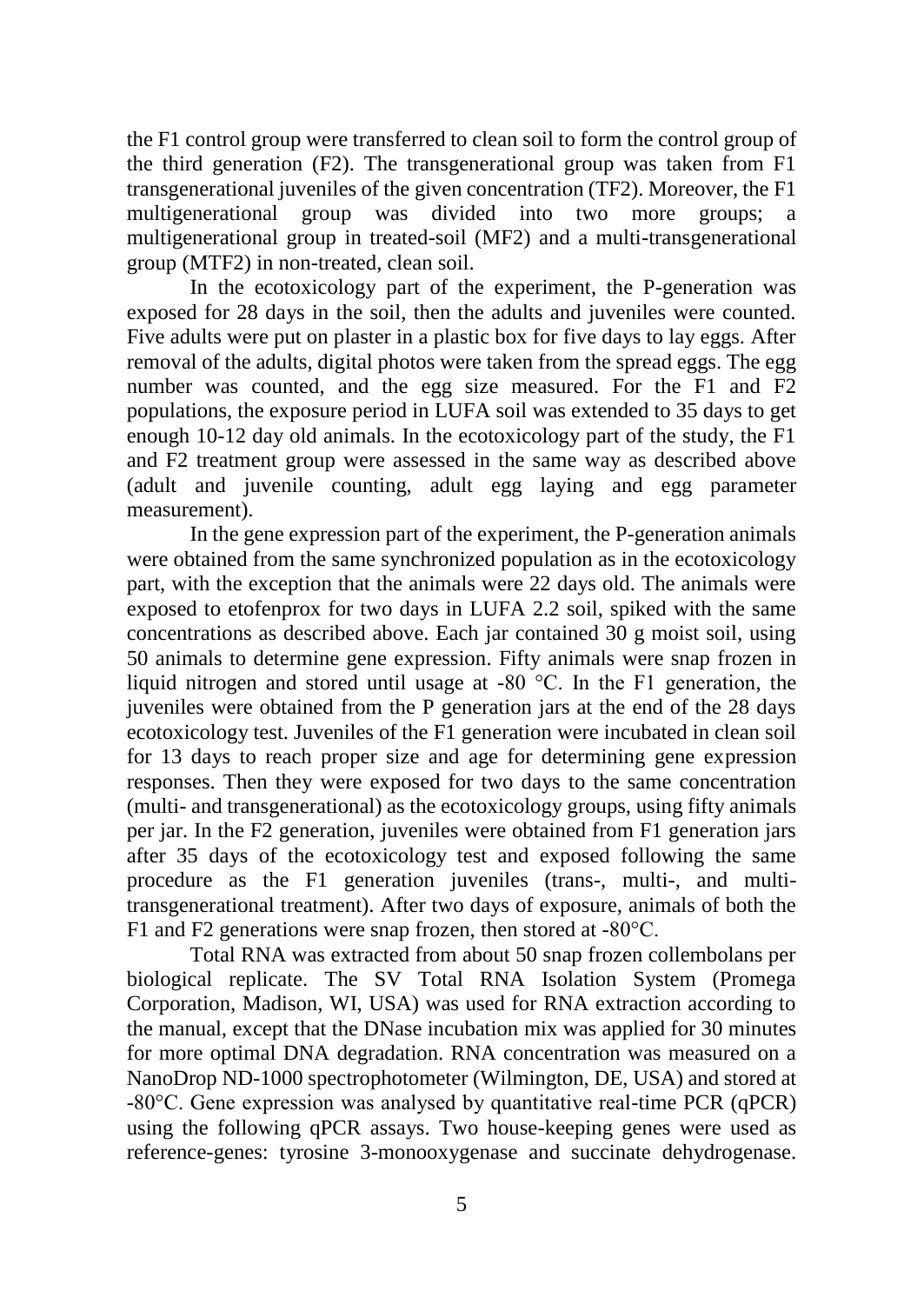the F1 control group were transferred to clean soil to form the control group of the third generation (F2). The transgenerational group was taken from F1 transgenerational juveniles of the given concentration (TF2). Moreover, the F1 multigenerational group was divided into two more groups; a multigenerational group in treated-soil (MF2) and a multi-transgenerational group (MTF2) in non-treated, clean soil.

In the ecotoxicology part of the experiment, the P-generation was exposed for 28 days in the soil, then the adults and juveniles were counted. Five adults were put on plaster in a plastic box for five days to lay eggs. After removal of the adults, digital photos were taken from the spread eggs. The egg number was counted, and the egg size measured. For the F1 and F2 populations, the exposure period in LUFA soil was extended to 35 days to get enough 10-12 day old animals. In the ecotoxicology part of the study, the F1 and F2 treatment group were assessed in the same way as described above (adult and juvenile counting, adult egg laying and egg parameter measurement).

In the gene expression part of the experiment, the P-generation animals were obtained from the same synchronized population as in the ecotoxicology part, with the exception that the animals were 22 days old. The animals were exposed to etofenprox for two days in LUFA 2.2 soil, spiked with the same concentrations as described above. Each jar contained 30 g moist soil, using 50 animals to determine gene expression. Fifty animals were snap frozen in liquid nitrogen and stored until usage at -80 °C. In the F1 generation, the juveniles were obtained from the P generation jars at the end of the 28 days ecotoxicology test. Juveniles of the F1 generation were incubated in clean soil for 13 days to reach proper size and age for determining gene expression responses. Then they were exposed for two days to the same concentration (multi- and transgenerational) as the ecotoxicology groups, using fifty animals per jar. In the F2 generation, juveniles were obtained from F1 generation jars after 35 days of the ecotoxicology test and exposed following the same procedure as the F1 generation juveniles (trans-, multi-, and multi-transgenerational treatment). After two days of exposure, animals of both the F1 and F2 generations were snap frozen, then stored at -80°C.

Total RNA was extracted from about 50 snap frozen collembolans per biological replicate. The SV Total RNA Isolation System (Promega Corporation, Madison, WI, USA) was used for RNA extraction according to the manual, except that the DNase incubation mix was applied for 30 minutes for more optimal DNA degradation. RNA concentration was measured on a NanoDrop ND-1000 spectrophotometer (Wilmington, DE, USA) and stored at -80°C. Gene expression was analysed by quantitative real-time PCR (qPCR) using the following qPCR assays. Two house-keeping genes were used as reference-genes: tyrosine 3-monooxygenase and succinate dehydrogenase.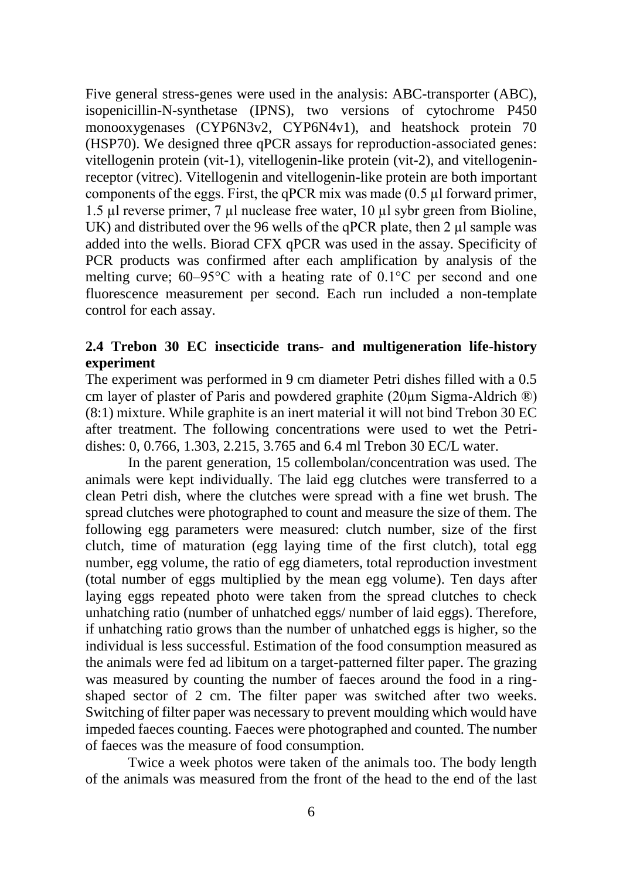Five general stress-genes were used in the analysis: ABC-transporter (ABC), isopenicillin-N-synthetase (IPNS), two versions of cytochrome P450 monooxygenases (CYP6N3v2, CYP6N4v1), and heatshock protein 70 (HSP70). We designed three qPCR assays for reproduction-associated genes: vitellogenin protein (vit-1), vitellogenin-like protein (vit-2), and vitellogenin-receptor (vitrec). Vitellogenin and vitellogenin-like protein are both important components of the eggs. First, the qPCR mix was made (0.5 µl forward primer, 1.5 µl reverse primer, 7 µl nuclease free water, 10 µl sybr green from Bioline, UK) and distributed over the 96 wells of the qPCR plate, then 2 µl sample was added into the wells. Biorad CFX qPCR was used in the assay. Specificity of PCR products was confirmed after each amplification by analysis of the melting curve; 60–95°C with a heating rate of 0.1°C per second and one fluorescence measurement per second. Each run included a non-template control for each assay.

### 2.4 Trebon 30 EC insecticide trans- and multigeneration life-history experiment

The experiment was performed in 9 cm diameter Petri dishes filled with a 0.5 cm layer of plaster of Paris and powdered graphite (20µm Sigma-Aldrich ®) (8:1) mixture. While graphite is an inert material it will not bind Trebon 30 EC after treatment. The following concentrations were used to wet the Petri-dishes: 0, 0.766, 1.303, 2.215, 3.765 and 6.4 ml Trebon 30 EC/L water.

In the parent generation, 15 collembolan/concentration was used. The animals were kept individually. The laid egg clutches were transferred to a clean Petri dish, where the clutches were spread with a fine wet brush. The spread clutches were photographed to count and measure the size of them. The following egg parameters were measured: clutch number, size of the first clutch, time of maturation (egg laying time of the first clutch), total egg number, egg volume, the ratio of egg diameters, total reproduction investment (total number of eggs multiplied by the mean egg volume). Ten days after laying eggs repeated photo were taken from the spread clutches to check unhatching ratio (number of unhatched eggs/ number of laid eggs). Therefore, if unhatching ratio grows than the number of unhatched eggs is higher, so the individual is less successful. Estimation of the food consumption measured as the animals were fed ad libitum on a target-patterned filter paper. The grazing was measured by counting the number of faeces around the food in a ring-shaped sector of 2 cm. The filter paper was switched after two weeks. Switching of filter paper was necessary to prevent moulding which would have impeded faeces counting. Faeces were photographed and counted. The number of faeces was the measure of food consumption.

Twice a week photos were taken of the animals too. The body length of the animals was measured from the front of the head to the end of the last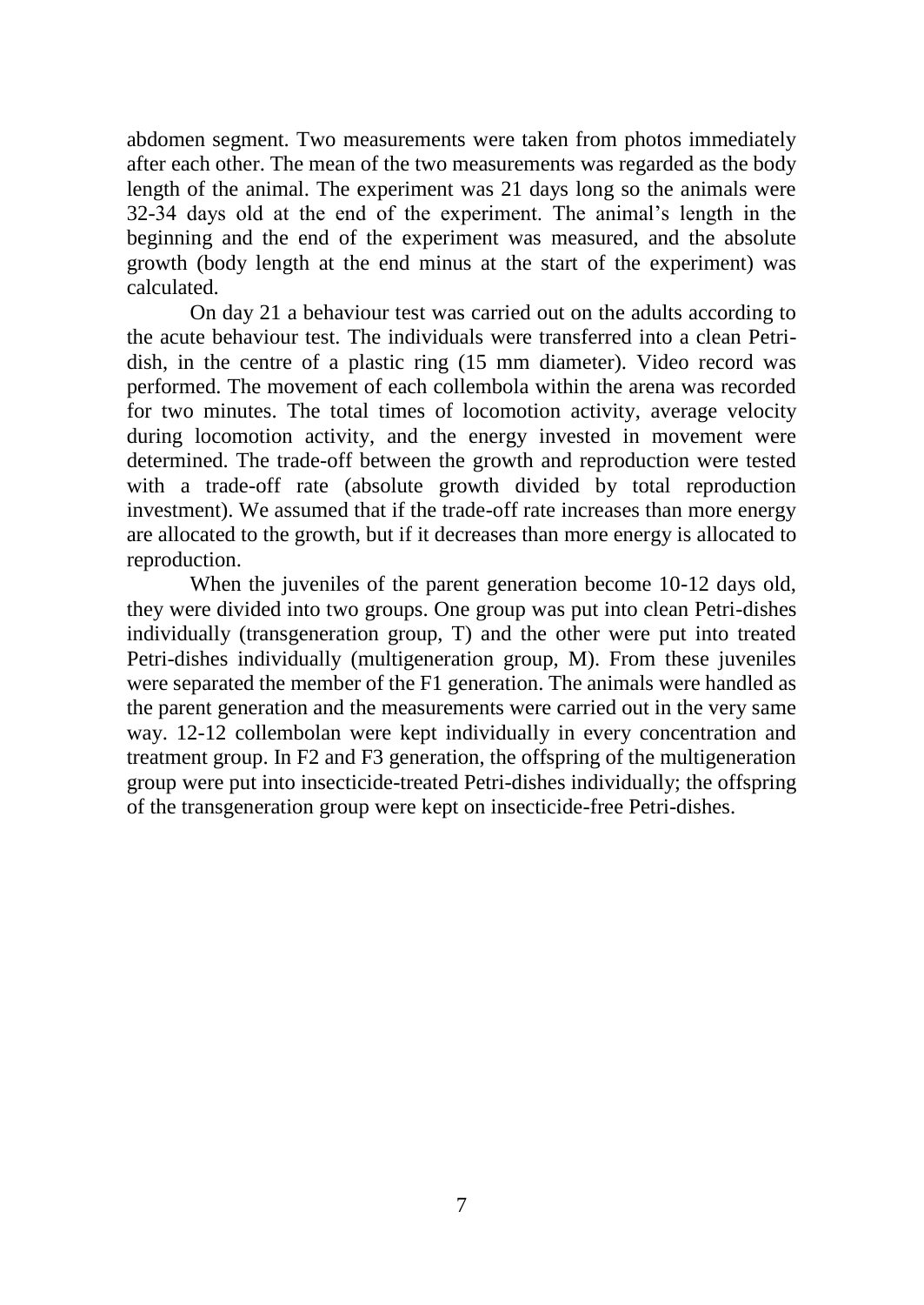abdomen segment. Two measurements were taken from photos immediately after each other. The mean of the two measurements was regarded as the body length of the animal. The experiment was 21 days long so the animals were 32-34 days old at the end of the experiment. The animal's length in the beginning and the end of the experiment was measured, and the absolute growth (body length at the end minus at the start of the experiment) was calculated.

On day 21 a behaviour test was carried out on the adults according to the acute behaviour test. The individuals were transferred into a clean Petri-dish, in the centre of a plastic ring (15 mm diameter). Video record was performed. The movement of each collembola within the arena was recorded for two minutes. The total times of locomotion activity, average velocity during locomotion activity, and the energy invested in movement were determined. The trade-off between the growth and reproduction were tested with a trade-off rate (absolute growth divided by total reproduction investment). We assumed that if the trade-off rate increases than more energy are allocated to the growth, but if it decreases than more energy is allocated to reproduction.

When the juveniles of the parent generation become 10-12 days old, they were divided into two groups. One group was put into clean Petri-dishes individually (transgeneration group, T) and the other were put into treated Petri-dishes individually (multigeneration group, M). From these juveniles were separated the member of the F1 generation. The animals were handled as the parent generation and the measurements were carried out in the very same way. 12-12 collembolan were kept individually in every concentration and treatment group. In F2 and F3 generation, the offspring of the multigeneration group were put into insecticide-treated Petri-dishes individually; the offspring of the transgeneration group were kept on insecticide-free Petri-dishes.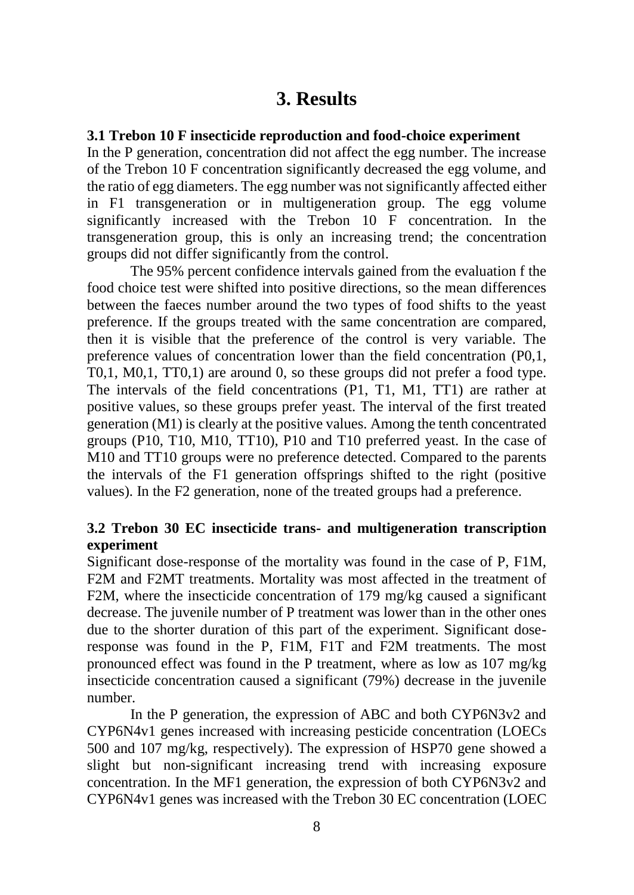# 3. Results

### 3.1 Trebon 10 F insecticide reproduction and food-choice experiment

In the P generation, concentration did not affect the egg number. The increase of the Trebon 10 F concentration significantly decreased the egg volume, and the ratio of egg diameters. The egg number was not significantly affected either in F1 transgeneration or in multigeneration group. The egg volume significantly increased with the Trebon 10 F concentration. In the transgeneration group, this is only an increasing trend; the concentration groups did not differ significantly from the control.

The 95% percent confidence intervals gained from the evaluation f the food choice test were shifted into positive directions, so the mean differences between the faeces number around the two types of food shifts to the yeast preference. If the groups treated with the same concentration are compared, then it is visible that the preference of the control is very variable. The preference values of concentration lower than the field concentration (P0,1, T0,1, M0,1, TT0,1) are around 0, so these groups did not prefer a food type. The intervals of the field concentrations (P1, T1, M1, TT1) are rather at positive values, so these groups prefer yeast. The interval of the first treated generation (M1) is clearly at the positive values. Among the tenth concentrated groups (P10, T10, M10, TT10), P10 and T10 preferred yeast. In the case of M10 and TT10 groups were no preference detected. Compared to the parents the intervals of the F1 generation offsprings shifted to the right (positive values). In the F2 generation, none of the treated groups had a preference.

### 3.2 Trebon 30 EC insecticide trans- and multigeneration transcription experiment

Significant dose-response of the mortality was found in the case of P, F1M, F2M and F2MT treatments. Mortality was most affected in the treatment of F2M, where the insecticide concentration of 179 mg/kg caused a significant decrease. The juvenile number of P treatment was lower than in the other ones due to the shorter duration of this part of the experiment. Significant dose-response was found in the P, F1M, F1T and F2M treatments. The most pronounced effect was found in the P treatment, where as low as 107 mg/kg insecticide concentration caused a significant (79%) decrease in the juvenile number.

In the P generation, the expression of ABC and both CYP6N3v2 and CYP6N4v1 genes increased with increasing pesticide concentration (LOECs 500 and 107 mg/kg, respectively). The expression of HSP70 gene showed a slight but non-significant increasing trend with increasing exposure concentration. In the MF1 generation, the expression of both CYP6N3v2 and CYP6N4v1 genes was increased with the Trebon 30 EC concentration (LOEC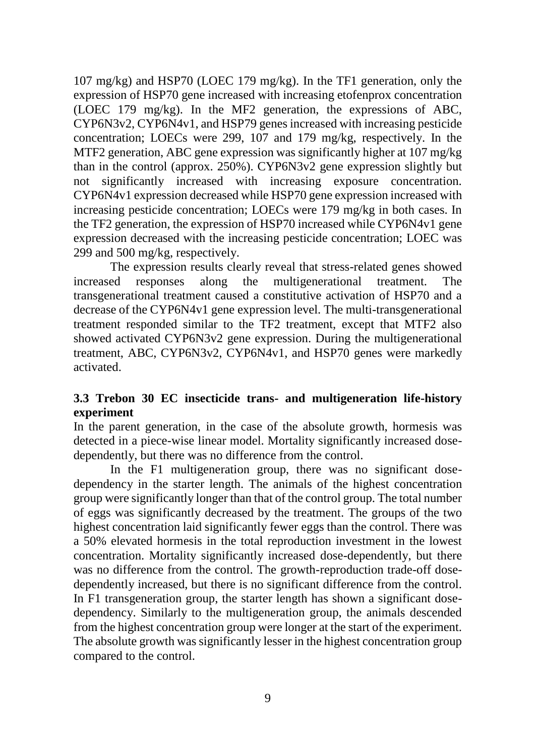107 mg/kg) and HSP70 (LOEC 179 mg/kg). In the TF1 generation, only the expression of HSP70 gene increased with increasing etofenprox concentration (LOEC 179 mg/kg). In the MF2 generation, the expressions of ABC, CYP6N3v2, CYP6N4v1, and HSP79 genes increased with increasing pesticide concentration; LOECs were 299, 107 and 179 mg/kg, respectively. In the MTF2 generation, ABC gene expression was significantly higher at 107 mg/kg than in the control (approx. 250%). CYP6N3v2 gene expression slightly but not significantly increased with increasing exposure concentration. CYP6N4v1 expression decreased while HSP70 gene expression increased with increasing pesticide concentration; LOECs were 179 mg/kg in both cases. In the TF2 generation, the expression of HSP70 increased while CYP6N4v1 gene expression decreased with the increasing pesticide concentration; LOEC was 299 and 500 mg/kg, respectively.

The expression results clearly reveal that stress-related genes showed increased responses along the multigenerational treatment. The transgenerational treatment caused a constitutive activation of HSP70 and a decrease of the CYP6N4v1 gene expression level. The multi-transgenerational treatment responded similar to the TF2 treatment, except that MTF2 also showed activated CYP6N3v2 gene expression. During the multigenerational treatment, ABC, CYP6N3v2, CYP6N4v1, and HSP70 genes were markedly activated.

### 3.3 Trebon 30 EC insecticide trans- and multigeneration life-history experiment

In the parent generation, in the case of the absolute growth, hormesis was detected in a piece-wise linear model. Mortality significantly increased dose-dependently, but there was no difference from the control.

In the F1 multigeneration group, there was no significant dose-dependency in the starter length. The animals of the highest concentration group were significantly longer than that of the control group. The total number of eggs was significantly decreased by the treatment. The groups of the two highest concentration laid significantly fewer eggs than the control. There was a 50% elevated hormesis in the total reproduction investment in the lowest concentration. Mortality significantly increased dose-dependently, but there was no difference from the control. The growth-reproduction trade-off dose-dependently increased, but there is no significant difference from the control. In F1 transgeneration group, the starter length has shown a significant dose-dependency. Similarly to the multigeneration group, the animals descended from the highest concentration group were longer at the start of the experiment. The absolute growth was significantly lesser in the highest concentration group compared to the control.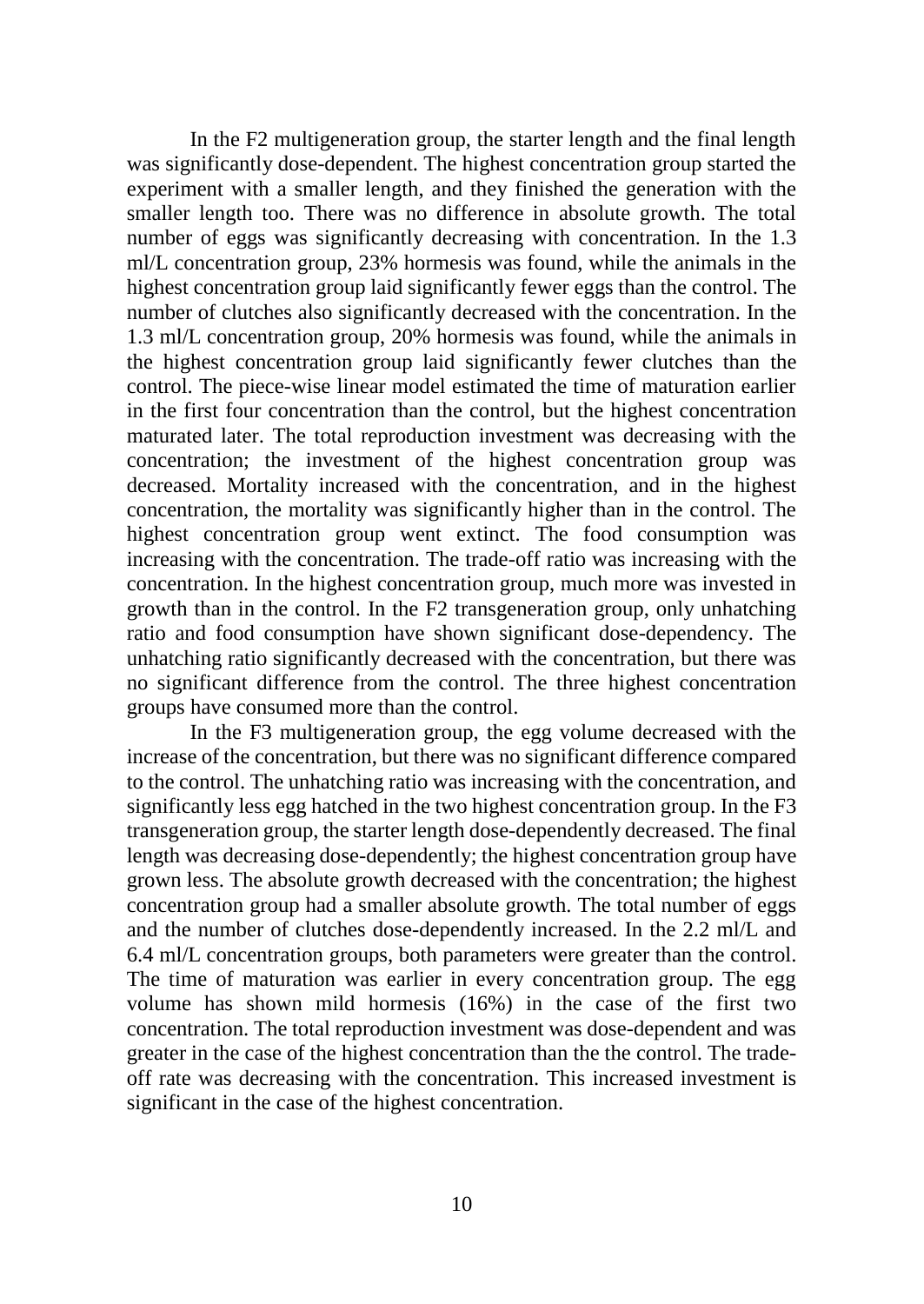In the F2 multigeneration group, the starter length and the final length was significantly dose-dependent. The highest concentration group started the experiment with a smaller length, and they finished the generation with the smaller length too. There was no difference in absolute growth. The total number of eggs was significantly decreasing with concentration. In the 1.3 ml/L concentration group, 23% hormesis was found, while the animals in the highest concentration group laid significantly fewer eggs than the control. The number of clutches also significantly decreased with the concentration. In the 1.3 ml/L concentration group, 20% hormesis was found, while the animals in the highest concentration group laid significantly fewer clutches than the control. The piece-wise linear model estimated the time of maturation earlier in the first four concentration than the control, but the highest concentration maturated later. The total reproduction investment was decreasing with the concentration; the investment of the highest concentration group was decreased. Mortality increased with the concentration, and in the highest concentration, the mortality was significantly higher than in the control. The highest concentration group went extinct. The food consumption was increasing with the concentration. The trade-off ratio was increasing with the concentration. In the highest concentration group, much more was invested in growth than in the control. In the F2 transgeneration group, only unhatching ratio and food consumption have shown significant dose-dependency. The unhatching ratio significantly decreased with the concentration, but there was no significant difference from the control. The three highest concentration groups have consumed more than the control.

In the F3 multigeneration group, the egg volume decreased with the increase of the concentration, but there was no significant difference compared to the control. The unhatching ratio was increasing with the concentration, and significantly less egg hatched in the two highest concentration group. In the F3 transgeneration group, the starter length dose-dependently decreased. The final length was decreasing dose-dependently; the highest concentration group have grown less. The absolute growth decreased with the concentration; the highest concentration group had a smaller absolute growth. The total number of eggs and the number of clutches dose-dependently increased. In the 2.2 ml/L and 6.4 ml/L concentration groups, both parameters were greater than the control. The time of maturation was earlier in every concentration group. The egg volume has shown mild hormesis (16%) in the case of the first two concentration. The total reproduction investment was dose-dependent and was greater in the case of the highest concentration than the the control. The trade-off rate was decreasing with the concentration. This increased investment is significant in the case of the highest concentration.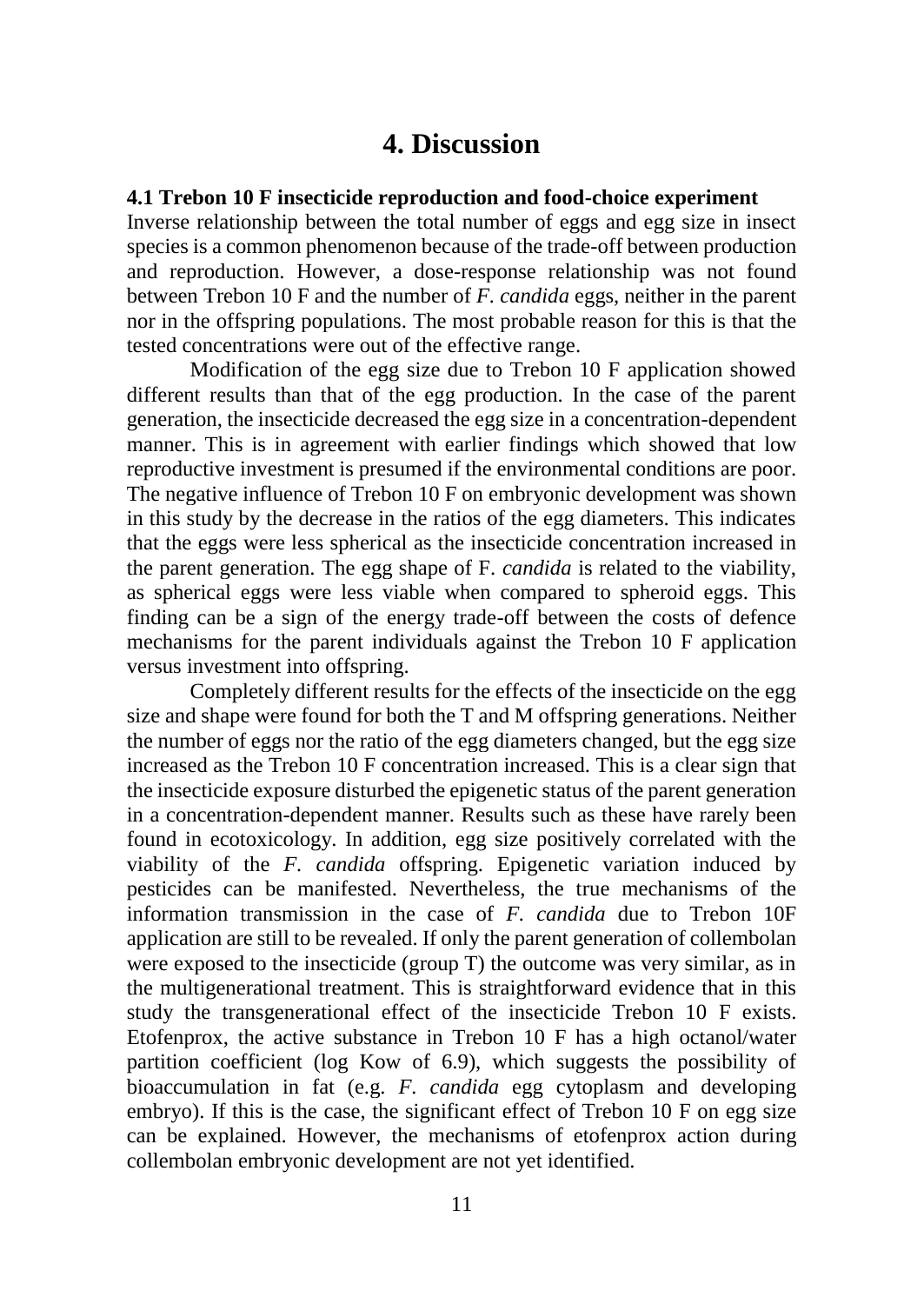# 4. Discussion

### 4.1 Trebon 10 F insecticide reproduction and food-choice experiment

Inverse relationship between the total number of eggs and egg size in insect species is a common phenomenon because of the trade-off between production and reproduction. However, a dose-response relationship was not found between Trebon 10 F and the number of *F. candida* eggs, neither in the parent nor in the offspring populations. The most probable reason for this is that the tested concentrations were out of the effective range.

Modification of the egg size due to Trebon 10 F application showed different results than that of the egg production. In the case of the parent generation, the insecticide decreased the egg size in a concentration-dependent manner. This is in agreement with earlier findings which showed that low reproductive investment is presumed if the environmental conditions are poor. The negative influence of Trebon 10 F on embryonic development was shown in this study by the decrease in the ratios of the egg diameters. This indicates that the eggs were less spherical as the insecticide concentration increased in the parent generation. The egg shape of F. *candida* is related to the viability, as spherical eggs were less viable when compared to spheroid eggs. This finding can be a sign of the energy trade-off between the costs of defence mechanisms for the parent individuals against the Trebon 10 F application versus investment into offspring.

Completely different results for the effects of the insecticide on the egg size and shape were found for both the T and M offspring generations. Neither the number of eggs nor the ratio of the egg diameters changed, but the egg size increased as the Trebon 10 F concentration increased. This is a clear sign that the insecticide exposure disturbed the epigenetic status of the parent generation in a concentration-dependent manner. Results such as these have rarely been found in ecotoxicology. In addition, egg size positively correlated with the viability of the *F. candida* offspring. Epigenetic variation induced by pesticides can be manifested. Nevertheless, the true mechanisms of the information transmission in the case of *F. candida* due to Trebon 10F application are still to be revealed. If only the parent generation of collembolan were exposed to the insecticide (group T) the outcome was very similar, as in the multigenerational treatment. This is straightforward evidence that in this study the transgenerational effect of the insecticide Trebon 10 F exists. Etofenprox, the active substance in Trebon 10 F has a high octanol/water partition coefficient (log Kow of 6.9), which suggests the possibility of bioaccumulation in fat (e.g. *F. candida* egg cytoplasm and developing embryo). If this is the case, the significant effect of Trebon 10 F on egg size can be explained. However, the mechanisms of etofenprox action during collembolan embryonic development are not yet identified.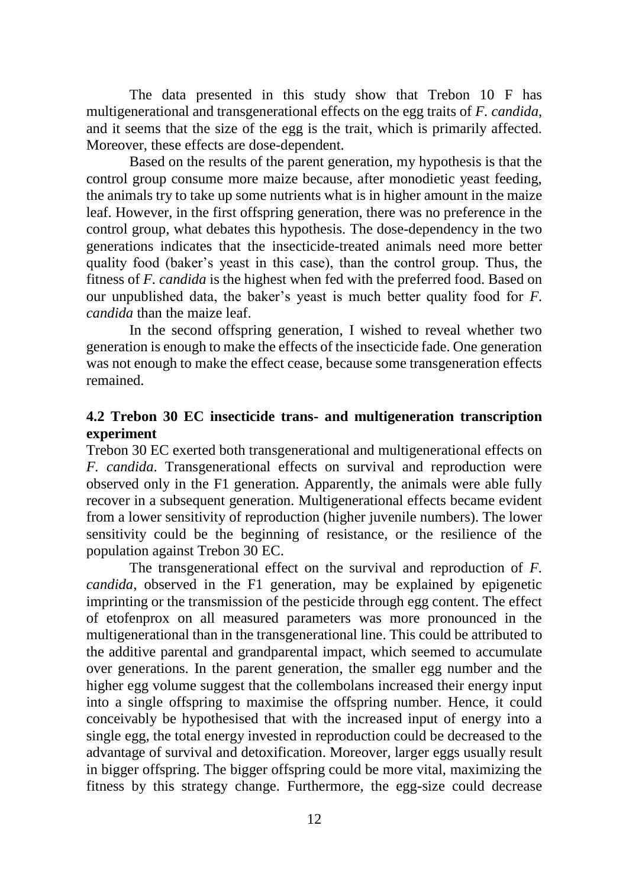The data presented in this study show that Trebon 10 F has multigenerational and transgenerational effects on the egg traits of *F. candida*, and it seems that the size of the egg is the trait, which is primarily affected. Moreover, these effects are dose-dependent.

Based on the results of the parent generation, my hypothesis is that the control group consume more maize because, after monodietic yeast feeding, the animals try to take up some nutrients what is in higher amount in the maize leaf. However, in the first offspring generation, there was no preference in the control group, what debates this hypothesis. The dose-dependency in the two generations indicates that the insecticide-treated animals need more better quality food (baker's yeast in this case), than the control group. Thus, the fitness of *F. candida* is the highest when fed with the preferred food. Based on our unpublished data, the baker's yeast is much better quality food for *F. candida* than the maize leaf.

In the second offspring generation, I wished to reveal whether two generation is enough to make the effects of the insecticide fade. One generation was not enough to make the effect cease, because some transgeneration effects remained.

### 4.2 Trebon 30 EC insecticide trans- and multigeneration transcription experiment

Trebon 30 EC exerted both transgenerational and multigenerational effects on *F. candida*. Transgenerational effects on survival and reproduction were observed only in the F1 generation. Apparently, the animals were able fully recover in a subsequent generation. Multigenerational effects became evident from a lower sensitivity of reproduction (higher juvenile numbers). The lower sensitivity could be the beginning of resistance, or the resilience of the population against Trebon 30 EC.

The transgenerational effect on the survival and reproduction of *F. candida*, observed in the F1 generation, may be explained by epigenetic imprinting or the transmission of the pesticide through egg content. The effect of etofenprox on all measured parameters was more pronounced in the multigenerational than in the transgenerational line. This could be attributed to the additive parental and grandparental impact, which seemed to accumulate over generations. In the parent generation, the smaller egg number and the higher egg volume suggest that the collembolans increased their energy input into a single offspring to maximise the offspring number. Hence, it could conceivably be hypothesised that with the increased input of energy into a single egg, the total energy invested in reproduction could be decreased to the advantage of survival and detoxification. Moreover, larger eggs usually result in bigger offspring. The bigger offspring could be more vital, maximizing the fitness by this strategy change. Furthermore, the egg-size could decrease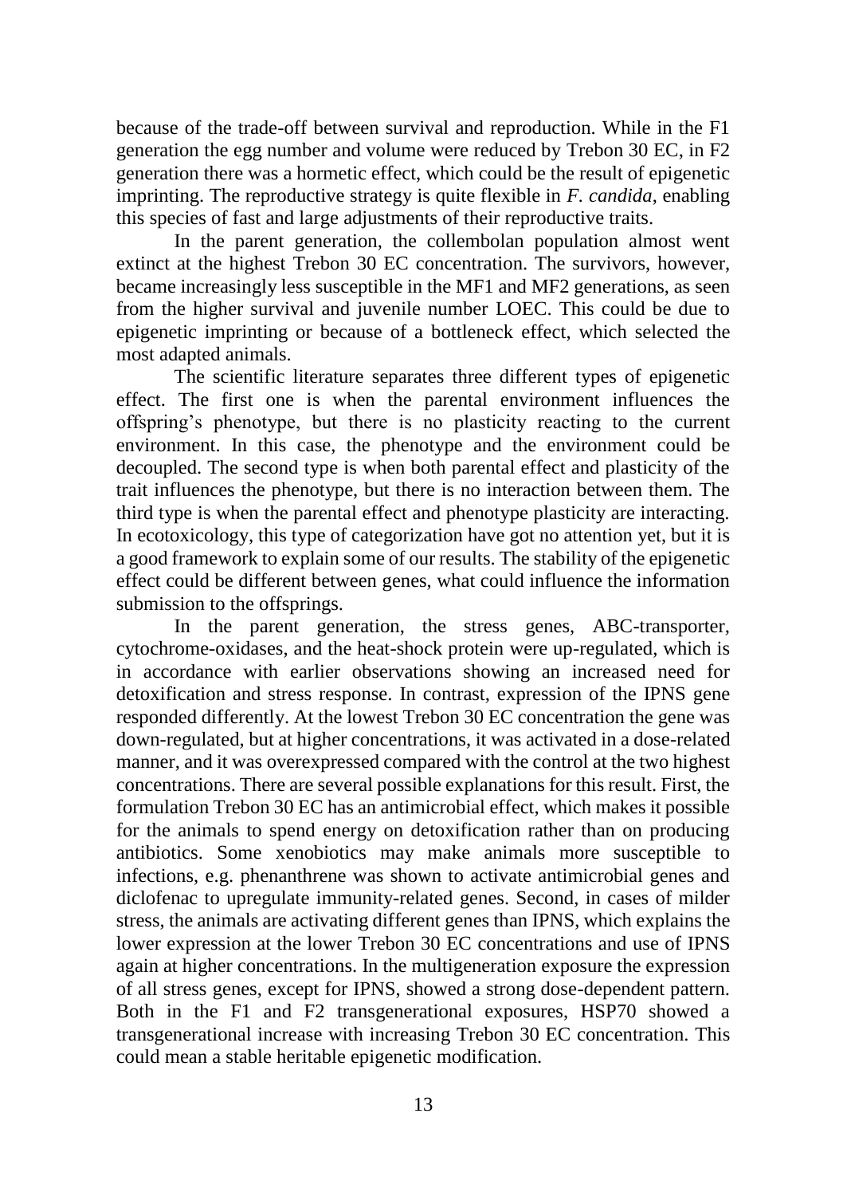because of the trade-off between survival and reproduction. While in the F1 generation the egg number and volume were reduced by Trebon 30 EC, in F2 generation there was a hormetic effect, which could be the result of epigenetic imprinting. The reproductive strategy is quite flexible in *F. candida*, enabling this species of fast and large adjustments of their reproductive traits.

In the parent generation, the collembolan population almost went extinct at the highest Trebon 30 EC concentration. The survivors, however, became increasingly less susceptible in the MF1 and MF2 generations, as seen from the higher survival and juvenile number LOEC. This could be due to epigenetic imprinting or because of a bottleneck effect, which selected the most adapted animals.

The scientific literature separates three different types of epigenetic effect. The first one is when the parental environment influences the offspring's phenotype, but there is no plasticity reacting to the current environment. In this case, the phenotype and the environment could be decoupled. The second type is when both parental effect and plasticity of the trait influences the phenotype, but there is no interaction between them. The third type is when the parental effect and phenotype plasticity are interacting. In ecotoxicology, this type of categorization have got no attention yet, but it is a good framework to explain some of our results. The stability of the epigenetic effect could be different between genes, what could influence the information submission to the offsprings.

In the parent generation, the stress genes, ABC-transporter, cytochrome-oxidases, and the heat-shock protein were up-regulated, which is in accordance with earlier observations showing an increased need for detoxification and stress response. In contrast, expression of the IPNS gene responded differently. At the lowest Trebon 30 EC concentration the gene was down-regulated, but at higher concentrations, it was activated in a dose-related manner, and it was overexpressed compared with the control at the two highest concentrations. There are several possible explanations for this result. First, the formulation Trebon 30 EC has an antimicrobial effect, which makes it possible for the animals to spend energy on detoxification rather than on producing antibiotics. Some xenobiotics may make animals more susceptible to infections, e.g. phenanthrene was shown to activate antimicrobial genes and diclofenac to upregulate immunity-related genes. Second, in cases of milder stress, the animals are activating different genes than IPNS, which explains the lower expression at the lower Trebon 30 EC concentrations and use of IPNS again at higher concentrations. In the multigeneration exposure the expression of all stress genes, except for IPNS, showed a strong dose-dependent pattern. Both in the F1 and F2 transgenerational exposures, HSP70 showed a transgenerational increase with increasing Trebon 30 EC concentration. This could mean a stable heritable epigenetic modification.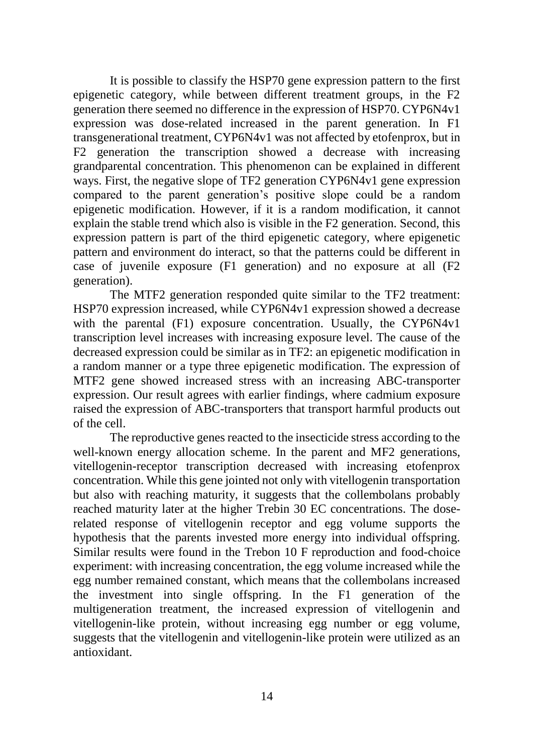It is possible to classify the HSP70 gene expression pattern to the first epigenetic category, while between different treatment groups, in the F2 generation there seemed no difference in the expression of HSP70. CYP6N4v1 expression was dose-related increased in the parent generation. In F1 transgenerational treatment, CYP6N4v1 was not affected by etofenprox, but in F2 generation the transcription showed a decrease with increasing grandparental concentration. This phenomenon can be explained in different ways. First, the negative slope of TF2 generation CYP6N4v1 gene expression compared to the parent generation's positive slope could be a random epigenetic modification. However, if it is a random modification, it cannot explain the stable trend which also is visible in the F2 generation. Second, this expression pattern is part of the third epigenetic category, where epigenetic pattern and environment do interact, so that the patterns could be different in case of juvenile exposure (F1 generation) and no exposure at all (F2 generation).

The MTF2 generation responded quite similar to the TF2 treatment: HSP70 expression increased, while CYP6N4v1 expression showed a decrease with the parental (F1) exposure concentration. Usually, the CYP6N4v1 transcription level increases with increasing exposure level. The cause of the decreased expression could be similar as in TF2: an epigenetic modification in a random manner or a type three epigenetic modification. The expression of MTF2 gene showed increased stress with an increasing ABC-transporter expression. Our result agrees with earlier findings, where cadmium exposure raised the expression of ABC-transporters that transport harmful products out of the cell.

The reproductive genes reacted to the insecticide stress according to the well-known energy allocation scheme. In the parent and MF2 generations, vitellogenin-receptor transcription decreased with increasing etofenprox concentration. While this gene jointed not only with vitellogenin transportation but also with reaching maturity, it suggests that the collembolans probably reached maturity later at the higher Trebin 30 EC concentrations. The dose-related response of vitellogenin receptor and egg volume supports the hypothesis that the parents invested more energy into individual offspring. Similar results were found in the Trebon 10 F reproduction and food-choice experiment: with increasing concentration, the egg volume increased while the egg number remained constant, which means that the collembolans increased the investment into single offspring. In the F1 generation of the multigeneration treatment, the increased expression of vitellogenin and vitellogenin-like protein, without increasing egg number or egg volume, suggests that the vitellogenin and vitellogenin-like protein were utilized as an antioxidant.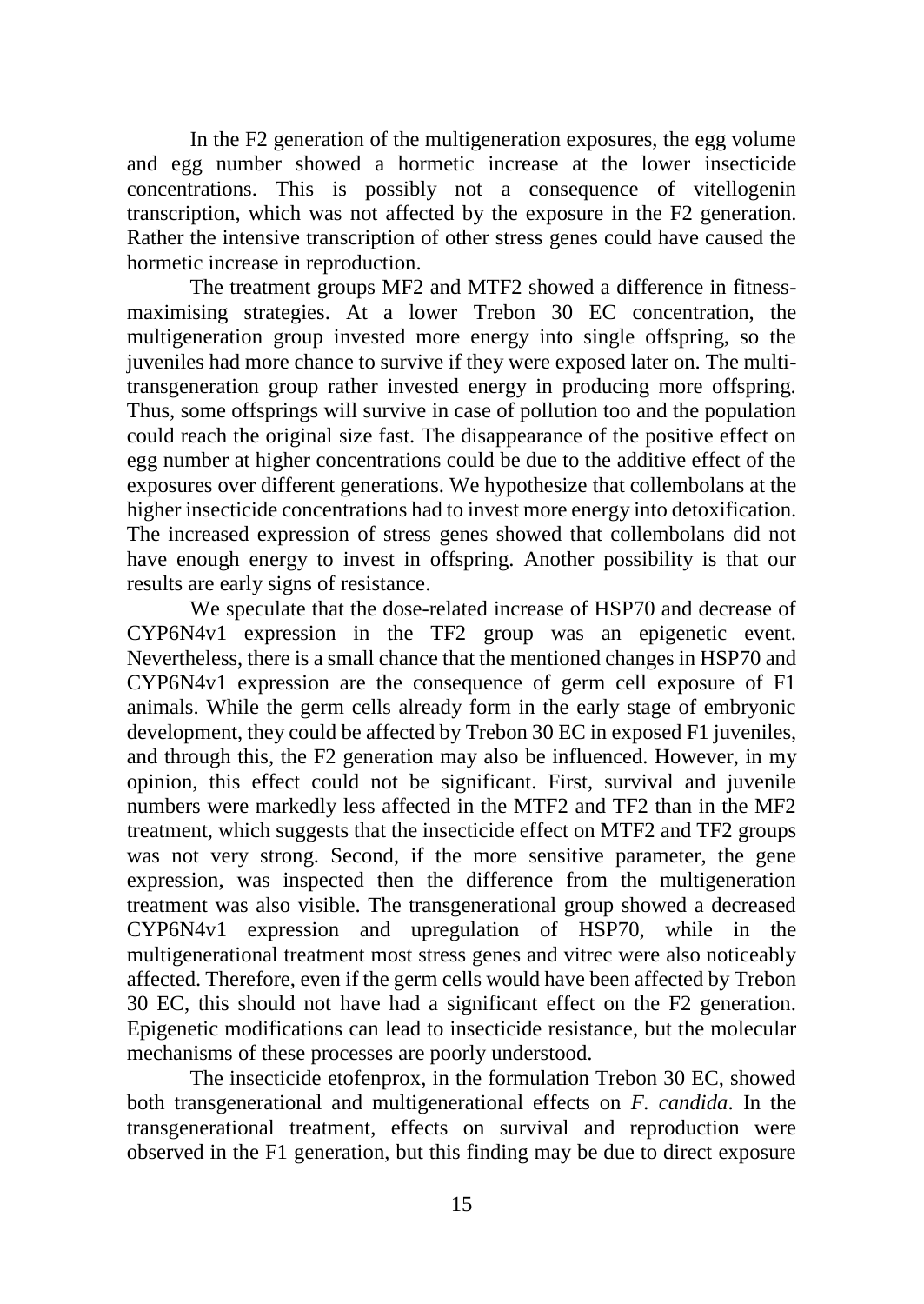In the F2 generation of the multigeneration exposures, the egg volume and egg number showed a hormetic increase at the lower insecticide concentrations. This is possibly not a consequence of vitellogenin transcription, which was not affected by the exposure in the F2 generation. Rather the intensive transcription of other stress genes could have caused the hormetic increase in reproduction.

The treatment groups MF2 and MTF2 showed a difference in fitness-maximising strategies. At a lower Trebon 30 EC concentration, the multigeneration group invested more energy into single offspring, so the juveniles had more chance to survive if they were exposed later on. The multi-transgeneration group rather invested energy in producing more offspring. Thus, some offsprings will survive in case of pollution too and the population could reach the original size fast. The disappearance of the positive effect on egg number at higher concentrations could be due to the additive effect of the exposures over different generations. We hypothesize that collembolans at the higher insecticide concentrations had to invest more energy into detoxification. The increased expression of stress genes showed that collembolans did not have enough energy to invest in offspring. Another possibility is that our results are early signs of resistance.

We speculate that the dose-related increase of HSP70 and decrease of CYP6N4v1 expression in the TF2 group was an epigenetic event. Nevertheless, there is a small chance that the mentioned changes in HSP70 and CYP6N4v1 expression are the consequence of germ cell exposure of F1 animals. While the germ cells already form in the early stage of embryonic development, they could be affected by Trebon 30 EC in exposed F1 juveniles, and through this, the F2 generation may also be influenced. However, in my opinion, this effect could not be significant. First, survival and juvenile numbers were markedly less affected in the MTF2 and TF2 than in the MF2 treatment, which suggests that the insecticide effect on MTF2 and TF2 groups was not very strong. Second, if the more sensitive parameter, the gene expression, was inspected then the difference from the multigeneration treatment was also visible. The transgenerational group showed a decreased CYP6N4v1 expression and upregulation of HSP70, while in the multigenerational treatment most stress genes and vitrec were also noticeably affected. Therefore, even if the germ cells would have been affected by Trebon 30 EC, this should not have had a significant effect on the F2 generation. Epigenetic modifications can lead to insecticide resistance, but the molecular mechanisms of these processes are poorly understood.

The insecticide etofenprox, in the formulation Trebon 30 EC, showed both transgenerational and multigenerational effects on *F. candida*. In the transgenerational treatment, effects on survival and reproduction were observed in the F1 generation, but this finding may be due to direct exposure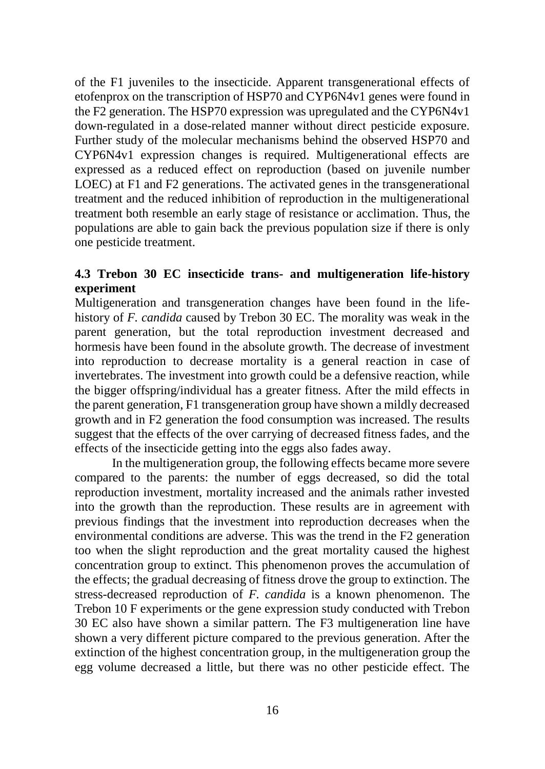of the F1 juveniles to the insecticide. Apparent transgenerational effects of etofenprox on the transcription of HSP70 and CYP6N4v1 genes were found in the F2 generation. The HSP70 expression was upregulated and the CYP6N4v1 down-regulated in a dose-related manner without direct pesticide exposure. Further study of the molecular mechanisms behind the observed HSP70 and CYP6N4v1 expression changes is required. Multigenerational effects are expressed as a reduced effect on reproduction (based on juvenile number LOEC) at F1 and F2 generations. The activated genes in the transgenerational treatment and the reduced inhibition of reproduction in the multigenerational treatment both resemble an early stage of resistance or acclimation. Thus, the populations are able to gain back the previous population size if there is only one pesticide treatment.

### 4.3 Trebon 30 EC insecticide trans- and multigeneration life-history experiment

Multigeneration and transgeneration changes have been found in the life-history of *F. candida* caused by Trebon 30 EC. The morality was weak in the parent generation, but the total reproduction investment decreased and hormesis have been found in the absolute growth. The decrease of investment into reproduction to decrease mortality is a general reaction in case of invertebrates. The investment into growth could be a defensive reaction, while the bigger offspring/individual has a greater fitness. After the mild effects in the parent generation, F1 transgeneration group have shown a mildly decreased growth and in F2 generation the food consumption was increased. The results suggest that the effects of the over carrying of decreased fitness fades, and the effects of the insecticide getting into the eggs also fades away.

In the multigeneration group, the following effects became more severe compared to the parents: the number of eggs decreased, so did the total reproduction investment, mortality increased and the animals rather invested into the growth than the reproduction. These results are in agreement with previous findings that the investment into reproduction decreases when the environmental conditions are adverse. This was the trend in the F2 generation too when the slight reproduction and the great mortality caused the highest concentration group to extinct. This phenomenon proves the accumulation of the effects; the gradual decreasing of fitness drove the group to extinction. The stress-decreased reproduction of *F. candida* is a known phenomenon. The Trebon 10 F experiments or the gene expression study conducted with Trebon 30 EC also have shown a similar pattern. The F3 multigeneration line have shown a very different picture compared to the previous generation. After the extinction of the highest concentration group, in the multigeneration group the egg volume decreased a little, but there was no other pesticide effect. The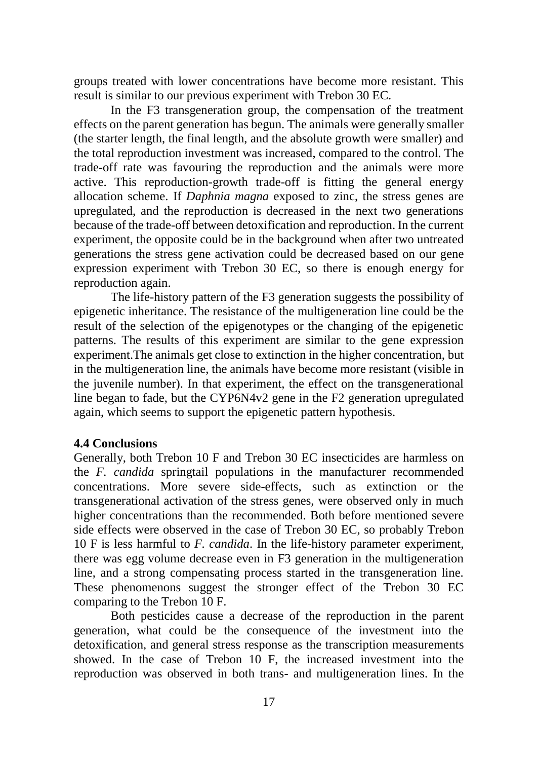groups treated with lower concentrations have become more resistant. This result is similar to our previous experiment with Trebon 30 EC.

In the F3 transgeneration group, the compensation of the treatment effects on the parent generation has begun. The animals were generally smaller (the starter length, the final length, and the absolute growth were smaller) and the total reproduction investment was increased, compared to the control. The trade-off rate was favouring the reproduction and the animals were more active. This reproduction-growth trade-off is fitting the general energy allocation scheme. If *Daphnia magna* exposed to zinc, the stress genes are upregulated, and the reproduction is decreased in the next two generations because of the trade-off between detoxification and reproduction. In the current experiment, the opposite could be in the background when after two untreated generations the stress gene activation could be decreased based on our gene expression experiment with Trebon 30 EC, so there is enough energy for reproduction again.

The life-history pattern of the F3 generation suggests the possibility of epigenetic inheritance. The resistance of the multigeneration line could be the result of the selection of the epigenotypes or the changing of the epigenetic patterns. The results of this experiment are similar to the gene expression experiment.The animals get close to extinction in the higher concentration, but in the multigeneration line, the animals have become more resistant (visible in the juvenile number). In that experiment, the effect on the transgenerational line began to fade, but the CYP6N4v2 gene in the F2 generation upregulated again, which seems to support the epigenetic pattern hypothesis.

### 4.4 Conclusions

Generally, both Trebon 10 F and Trebon 30 EC insecticides are harmless on the *F. candida* springtail populations in the manufacturer recommended concentrations. More severe side-effects, such as extinction or the transgenerational activation of the stress genes, were observed only in much higher concentrations than the recommended. Both before mentioned severe side effects were observed in the case of Trebon 30 EC, so probably Trebon 10 F is less harmful to *F. candida*. In the life-history parameter experiment, there was egg volume decrease even in F3 generation in the multigeneration line, and a strong compensating process started in the transgeneration line. These phenomenons suggest the stronger effect of the Trebon 30 EC comparing to the Trebon 10 F.

Both pesticides cause a decrease of the reproduction in the parent generation, what could be the consequence of the investment into the detoxification, and general stress response as the transcription measurements showed. In the case of Trebon 10 F, the increased investment into the reproduction was observed in both trans- and multigeneration lines. In the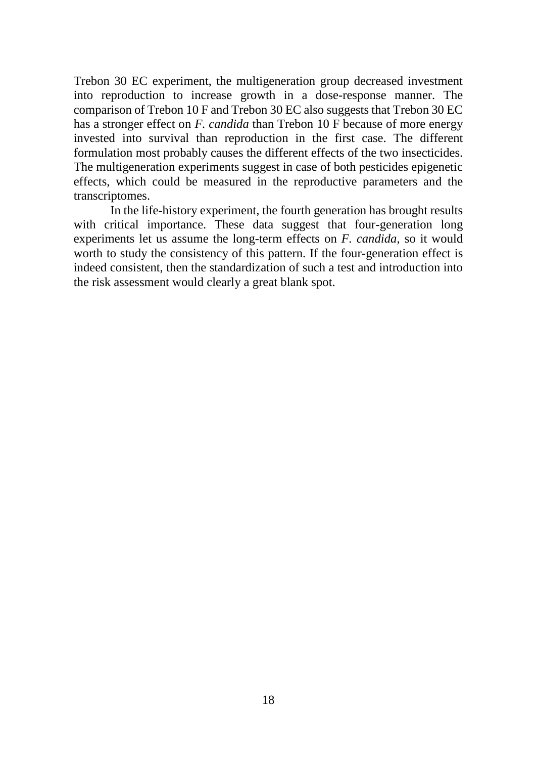Trebon 30 EC experiment, the multigeneration group decreased investment into reproduction to increase growth in a dose-response manner. The comparison of Trebon 10 F and Trebon 30 EC also suggests that Trebon 30 EC has a stronger effect on *F. candida* than Trebon 10 F because of more energy invested into survival than reproduction in the first case. The different formulation most probably causes the different effects of the two insecticides. The multigeneration experiments suggest in case of both pesticides epigenetic effects, which could be measured in the reproductive parameters and the transcriptomes.

In the life-history experiment, the fourth generation has brought results with critical importance. These data suggest that four-generation long experiments let us assume the long-term effects on *F. candida*, so it would worth to study the consistency of this pattern. If the four-generation effect is indeed consistent, then the standardization of such a test and introduction into the risk assessment would clearly a great blank spot.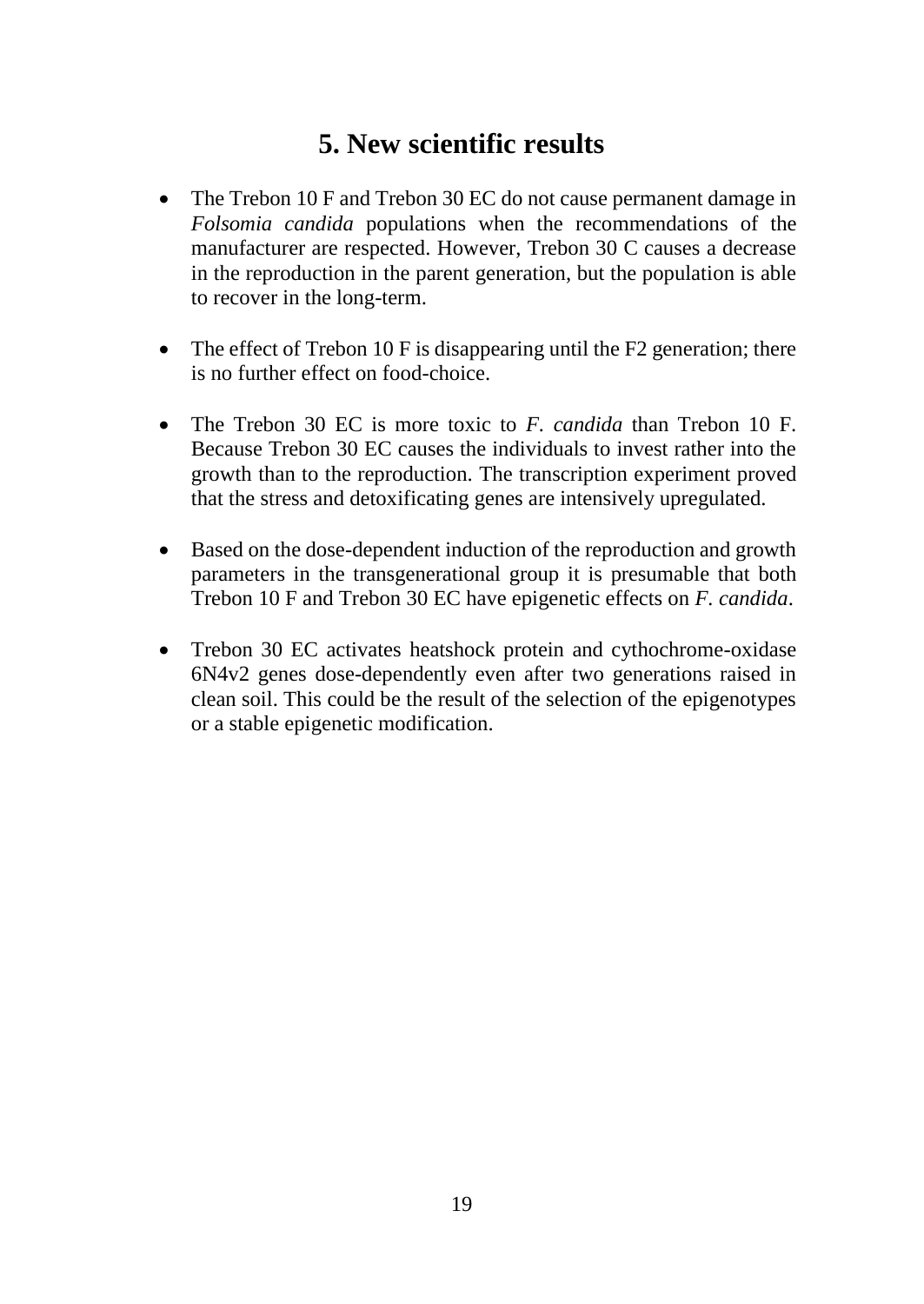# 5. New scientific results

- The Trebon 10 F and Trebon 30 EC do not cause permanent damage in *Folsomia candida* populations when the recommendations of the manufacturer are respected. However, Trebon 30 C causes a decrease in the reproduction in the parent generation, but the population is able to recover in the long-term.
- The effect of Trebon 10 F is disappearing until the F2 generation; there is no further effect on food-choice.
- The Trebon 30 EC is more toxic to *F. candida* than Trebon 10 F. Because Trebon 30 EC causes the individuals to invest rather into the growth than to the reproduction. The transcription experiment proved that the stress and detoxificating genes are intensively upregulated.
- Based on the dose-dependent induction of the reproduction and growth parameters in the transgenerational group it is presumable that both Trebon 10 F and Trebon 30 EC have epigenetic effects on *F. candida*.
- Trebon 30 EC activates heatshock protein and cythochrome-oxidase 6N4v2 genes dose-dependently even after two generations raised in clean soil. This could be the result of the selection of the epigenotypes or a stable epigenetic modification.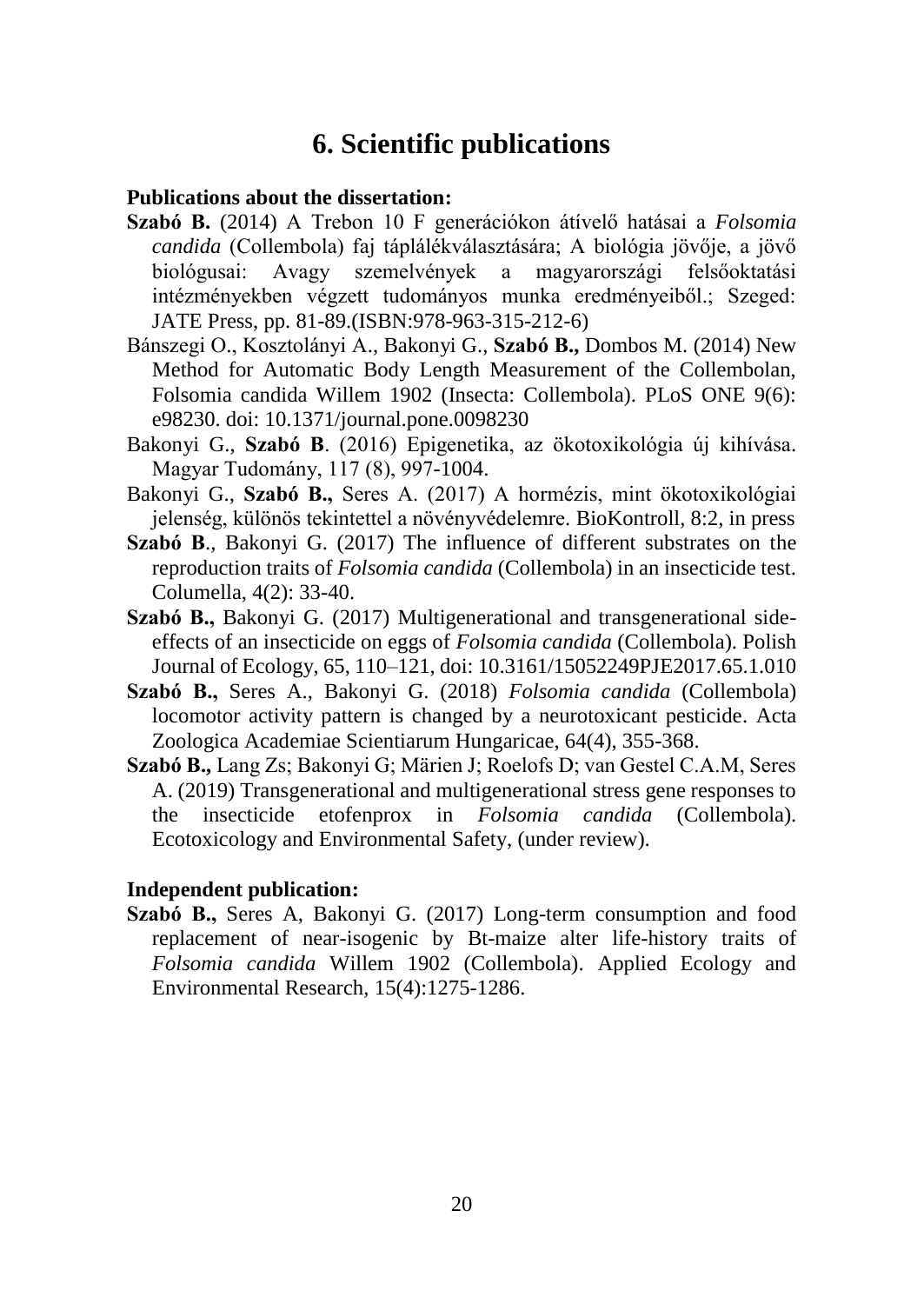# 6. Scientific publications

**Publications about the dissertation:**

**Szabó B.** (2014) A Trebon 10 F generációkon átívelő hatásai a *Folsomia candida* (Collembola) faj táplálékválasztására; A biológia jövője, a jövő biológusai: Avagy szemelvények a magyarországi felsőoktatási intézményekben végzett tudományos munka eredményeiből.; Szeged: JATE Press, pp. 81-89.(ISBN:978-963-315-212-6)

Bánszegi O., Kosztolányi A., Bakonyi G., **Szabó B.,** Dombos M. (2014) New Method for Automatic Body Length Measurement of the Collembolan, Folsomia candida Willem 1902 (Insecta: Collembola). PLoS ONE 9(6): e98230. doi: 10.1371/journal.pone.0098230

Bakonyi G., **Szabó B**. (2016) Epigenetika, az ökotoxikológia új kihívása. Magyar Tudomány, 117 (8), 997-1004.

Bakonyi G., **Szabó B.,** Seres A. (2017) A hormézis, mint ökotoxikológiai jelenség, különös tekintettel a növényvédelemre. BioKontroll, 8:2, in press

**Szabó B**., Bakonyi G. (2017) The influence of different substrates on the reproduction traits of *Folsomia candida* (Collembola) in an insecticide test. Columella, 4(2): 33-40.

**Szabó B.,** Bakonyi G. (2017) Multigenerational and transgenerational side-effects of an insecticide on eggs of *Folsomia candida* (Collembola). Polish Journal of Ecology, 65, 110–121, doi: 10.3161/15052249PJE2017.65.1.010

**Szabó B.,** Seres A., Bakonyi G. (2018) *Folsomia candida* (Collembola) locomotor activity pattern is changed by a neurotoxicant pesticide. Acta Zoologica Academiae Scientiarum Hungaricae, 64(4), 355-368.

**Szabó B.,** Lang Zs; Bakonyi G; Märien J; Roelofs D; van Gestel C.A.M, Seres A. (2019) Transgenerational and multigenerational stress gene responses to the insecticide etofenprox in *Folsomia candida* (Collembola). Ecotoxicology and Environmental Safety, (under review).

**Independent publication:**

**Szabó B.,** Seres A, Bakonyi G. (2017) Long-term consumption and food replacement of near-isogenic by Bt-maize alter life-history traits of *Folsomia candida* Willem 1902 (Collembola). Applied Ecology and Environmental Research, 15(4):1275-1286.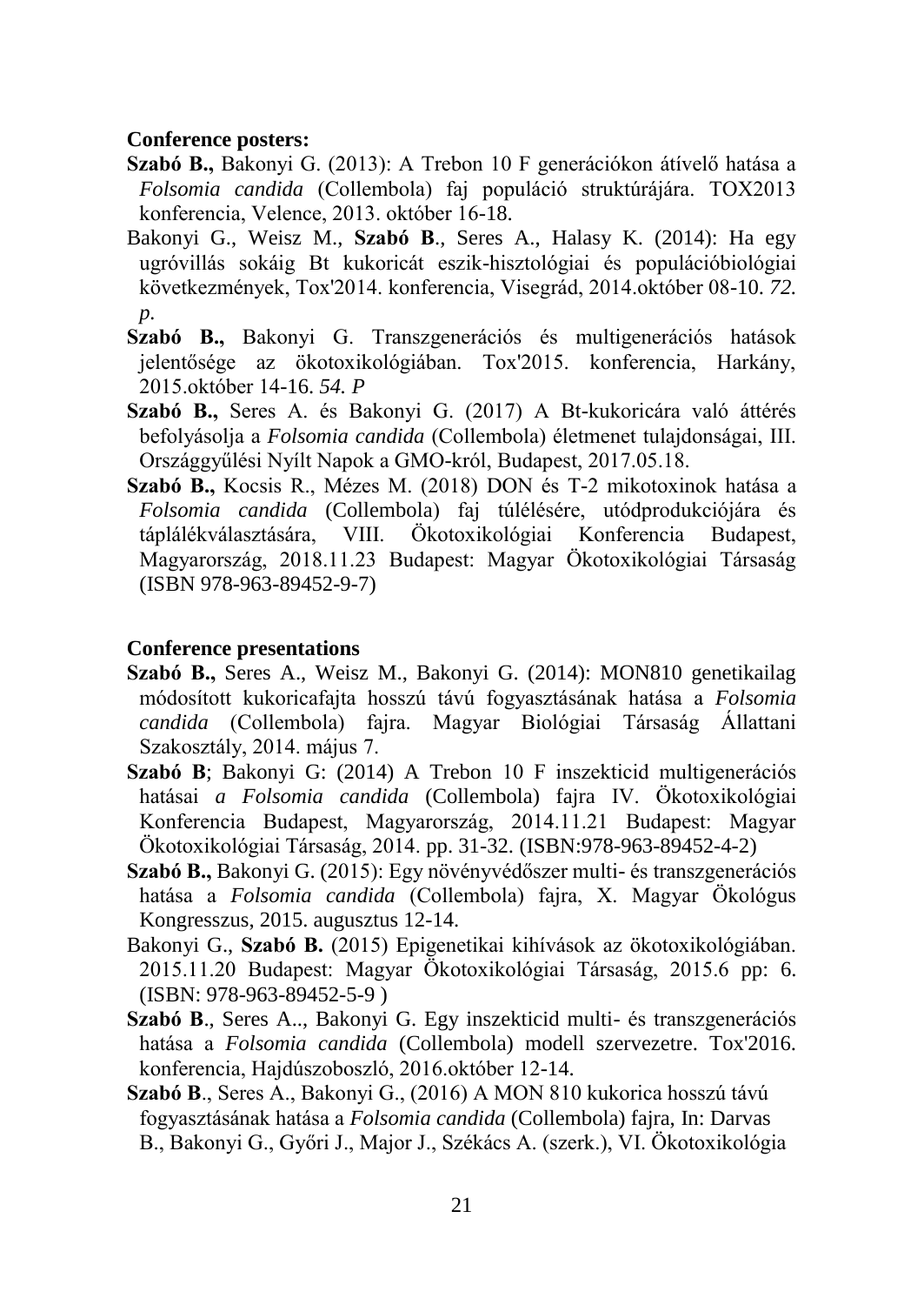**Conference posters:**

**Szabó B.,** Bakonyi G. (2013): A Trebon 10 F generációkon átívelő hatása a *Folsomia candida* (Collembola) faj populáció struktúrájára. TOX2013 konferencia, Velence, 2013. október 16-18.

Bakonyi G., Weisz M., **Szabó B**., Seres A., Halasy K. (2014): Ha egy ugróvillás sokáig Bt kukoricát eszik-hisztológiai és populációbiológiai következmények, Tox'2014. konferencia, Visegrád, 2014.október 08-10. *72. p*.

**Szabó B.,** Bakonyi G. Transzgenerációs és multigenerációs hatások jelentősége az ökotoxikológiában. Tox'2015. konferencia, Harkány, 2015.október 14-16. *54. P*

**Szabó B.,** Seres A. és Bakonyi G. (2017) A Bt-kukoricára való áttérés befolyásolja a *Folsomia candida* (Collembola) életmenet tulajdonságai, III. Országgyűlési Nyílt Napok a GMO-król, Budapest, 2017.05.18.

**Szabó B.,** Kocsis R., Mézes M. (2018) DON és T-2 mikotoxinok hatása a *Folsomia candida* (Collembola) faj túlélésére, utódprodukciójára és táplálékválasztására, VIII. Ökotoxikológiai Konferencia Budapest, Magyarország, 2018.11.23 Budapest: Magyar Ökotoxikológiai Társaság (ISBN 978-963-89452-9-7)

**Conference presentations**

**Szabó B.,** Seres A., Weisz M., Bakonyi G. (2014): MON810 genetikailag módosított kukoricafajta hosszú távú fogyasztásának hatása a *Folsomia candida* (Collembola) fajra. Magyar Biológiai Társaság Állattani Szakosztály, 2014. május 7.

**Szabó B**; Bakonyi G: (2014) A Trebon 10 F inszekticid multigenerációs hatásai *a Folsomia candida* (Collembola) fajra IV. Ökotoxikológiai Konferencia Budapest, Magyarország, 2014.11.21 Budapest: Magyar Ökotoxikológiai Társaság, 2014. pp. 31-32. (ISBN:978-963-89452-4-2)

**Szabó B.,** Bakonyi G. (2015): Egy növényvédőszer multi- és transzgenerációs hatása a *Folsomia candida* (Collembola) fajra, X. Magyar Ökológus Kongresszus, 2015. augusztus 12-14.

Bakonyi G., **Szabó B.** (2015) Epigenetikai kihívások az ökotoxikológiában. 2015.11.20 Budapest: Magyar Ökotoxikológiai Társaság, 2015.6 pp: 6. (ISBN: 978-963-89452-5-9 )

**Szabó B**., Seres A.., Bakonyi G. Egy inszekticid multi- és transzgenerációs hatása a *Folsomia candida* (Collembola) modell szervezetre. Tox'2016. konferencia, Hajdúszoboszló, 2016.október 12-14.

**Szabó B**., Seres A., Bakonyi G., (2016) A MON 810 kukorica hosszú távú fogyasztásának hatása a *Folsomia candida* (Collembola) fajra, In: Darvas B., Bakonyi G., Győri J., Major J., Székács A. (szerk.), VI. Ökotoxikológia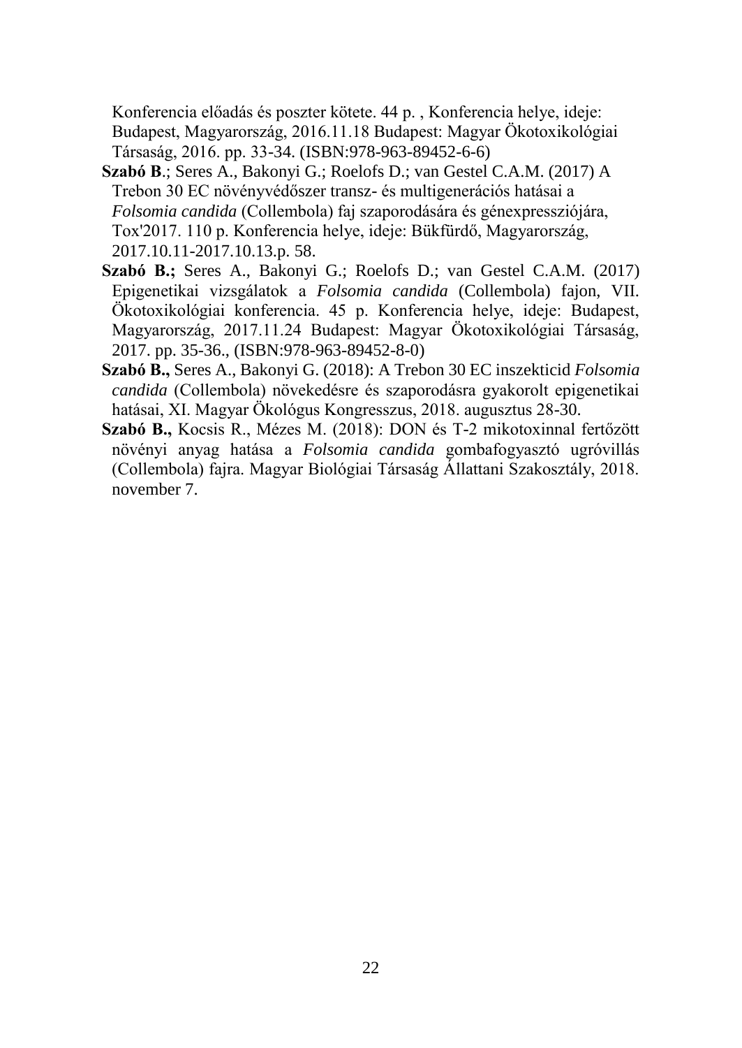Konferencia előadás és poszter kötete. 44 p. , Konferencia helye, ideje: Budapest, Magyarország, 2016.11.18 Budapest: Magyar Ökotoxikológiai Társaság, 2016. pp. 33-34. (ISBN:978-963-89452-6-6)

**Szabó B**.; Seres A., Bakonyi G.; Roelofs D.; van Gestel C.A.M. (2017) A Trebon 30 EC növényvédőszer transz- és multigenerációs hatásai a *Folsomia candida* (Collembola) faj szaporodására és génexpressziójára, Tox'2017. 110 p. Konferencia helye, ideje: Bükfürdő, Magyarország, 2017.10.11-2017.10.13.p. 58.

**Szabó B.;** Seres A., Bakonyi G.; Roelofs D.; van Gestel C.A.M. (2017) Epigenetikai vizsgálatok a *Folsomia candida* (Collembola) fajon, VII. Ökotoxikológiai konferencia. 45 p. Konferencia helye, ideje: Budapest, Magyarország, 2017.11.24 Budapest: Magyar Ökotoxikológiai Társaság, 2017. pp. 35-36., (ISBN:978-963-89452-8-0)

**Szabó B.,** Seres A., Bakonyi G. (2018): A Trebon 30 EC inszekticid *Folsomia candida* (Collembola) növekedésre és szaporodásra gyakorolt epigenetikai hatásai, XI. Magyar Ökológus Kongresszus, 2018. augusztus 28-30.

**Szabó B.,** Kocsis R., Mézes M. (2018): DON és T-2 mikotoxinnal fertőzött növényi anyag hatása a *Folsomia candida* gombafogyasztó ugróvillás (Collembola) fajra. Magyar Biológiai Társaság Állattani Szakosztály, 2018. november 7.